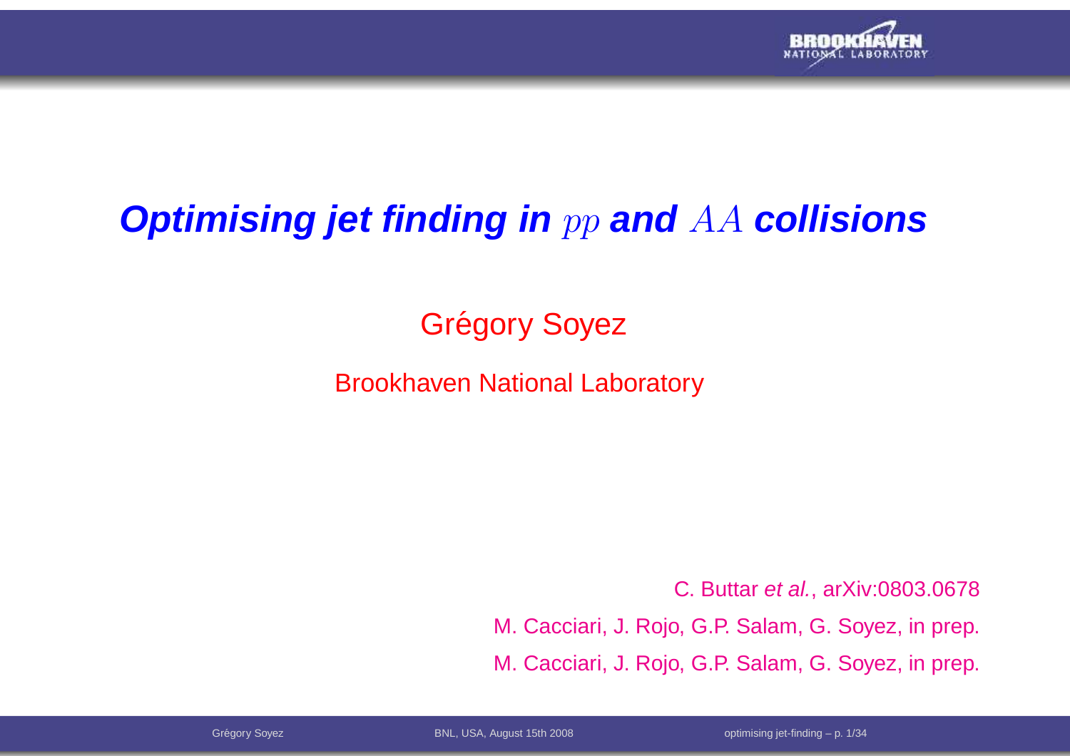# *Optimising jet finding in $pp$ and $AA$ collisions*

Grégory Soyez

Brookhaven National Laboratory

C. Buttar *et al.*, arXiv:0803.0678

M. Cacciari, J. Rojo, G.P. Salam, G. Soyez, in prep.

M. Cacciari, J. Rojo, G.P. Salam, G. Soyez, in prep.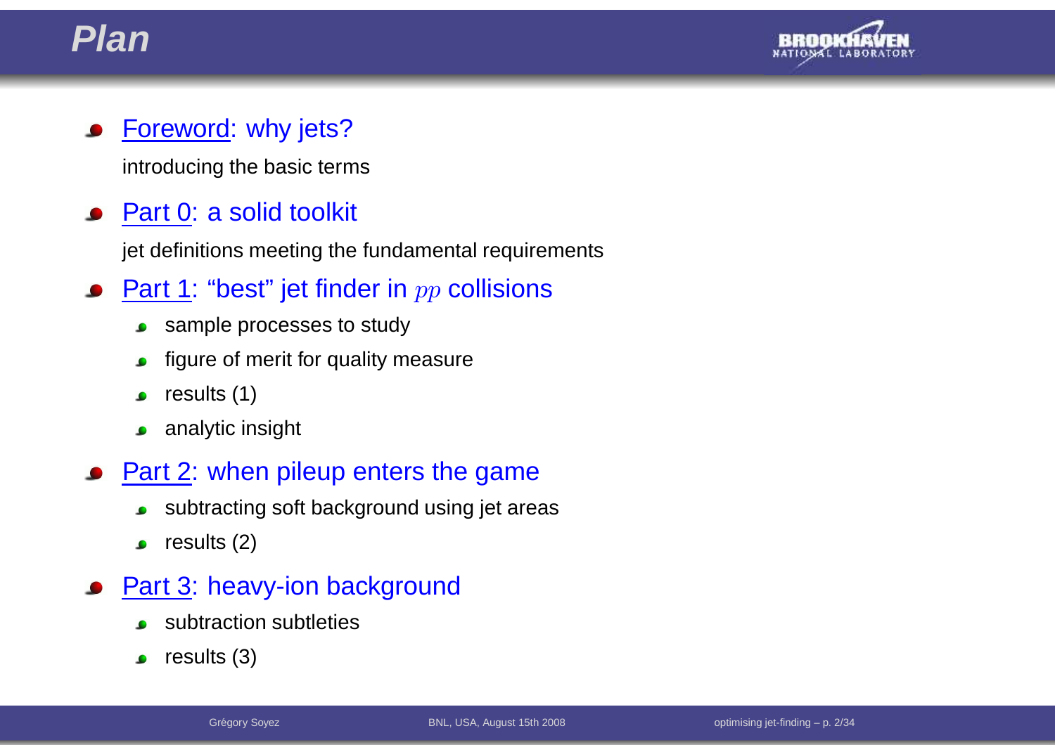# Plan

- Foreword: why jets?

  introducing the basic terms

- Part 0: a solid toolkit

  jet definitions meeting the fundamental requirements

- Part 1: "best" jet finder in $pp$ collisions
  - sample processes to study
  - figure of merit for quality measure
  - results (1)
  - analytic insight

- Part 2: when pileup enters the game
  - subtracting soft background using jet areas
  - results (2)

- Part 3: heavy-ion background
  - subtraction subtleties
  - results (3)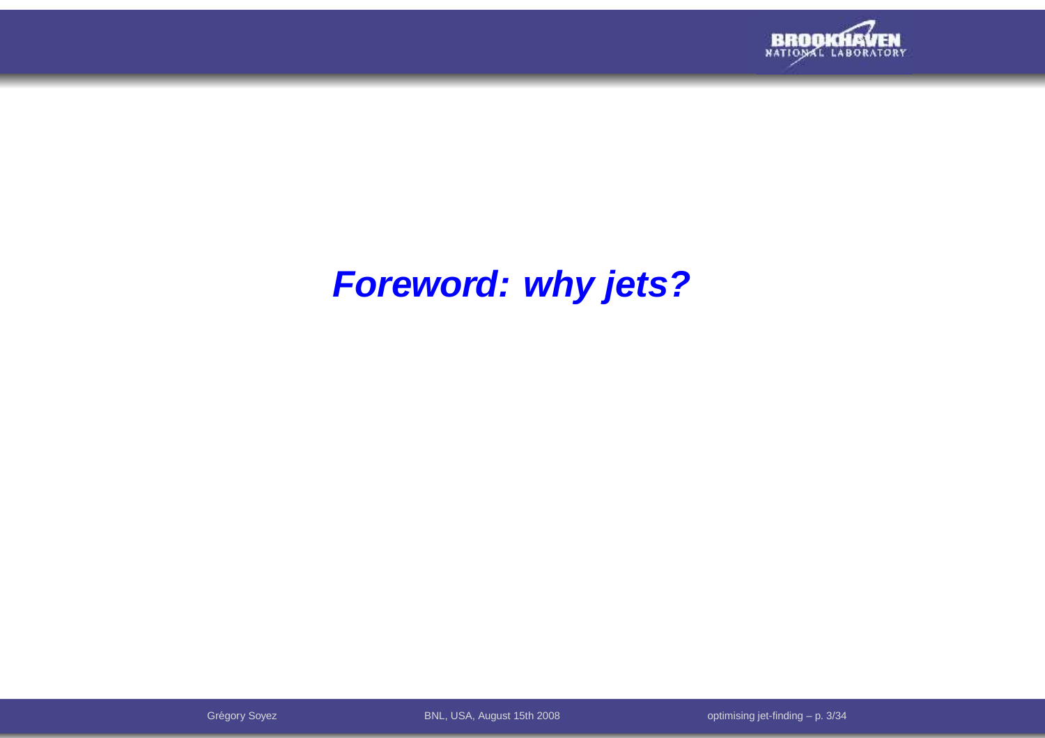# *Foreword: why jets?*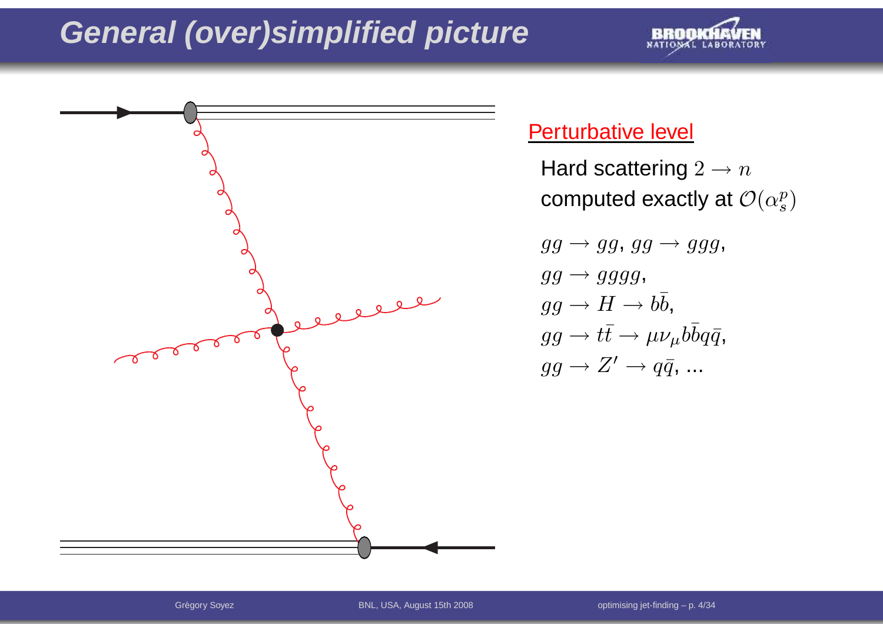# General (over)simplified picture

## Perturbative level

Hard scattering $2 \to n$
computed exactly at $\mathcal{O}(\alpha_s^p)$

$gg \to gg$, $gg \to ggg$,
$gg \to gggg$,
$gg \to H \to b\bar{b}$,
$gg \to t\bar{t} \to \mu\nu_\mu b\bar{b}q\bar{q}$,
$gg \to Z' \to q\bar{q}$, ...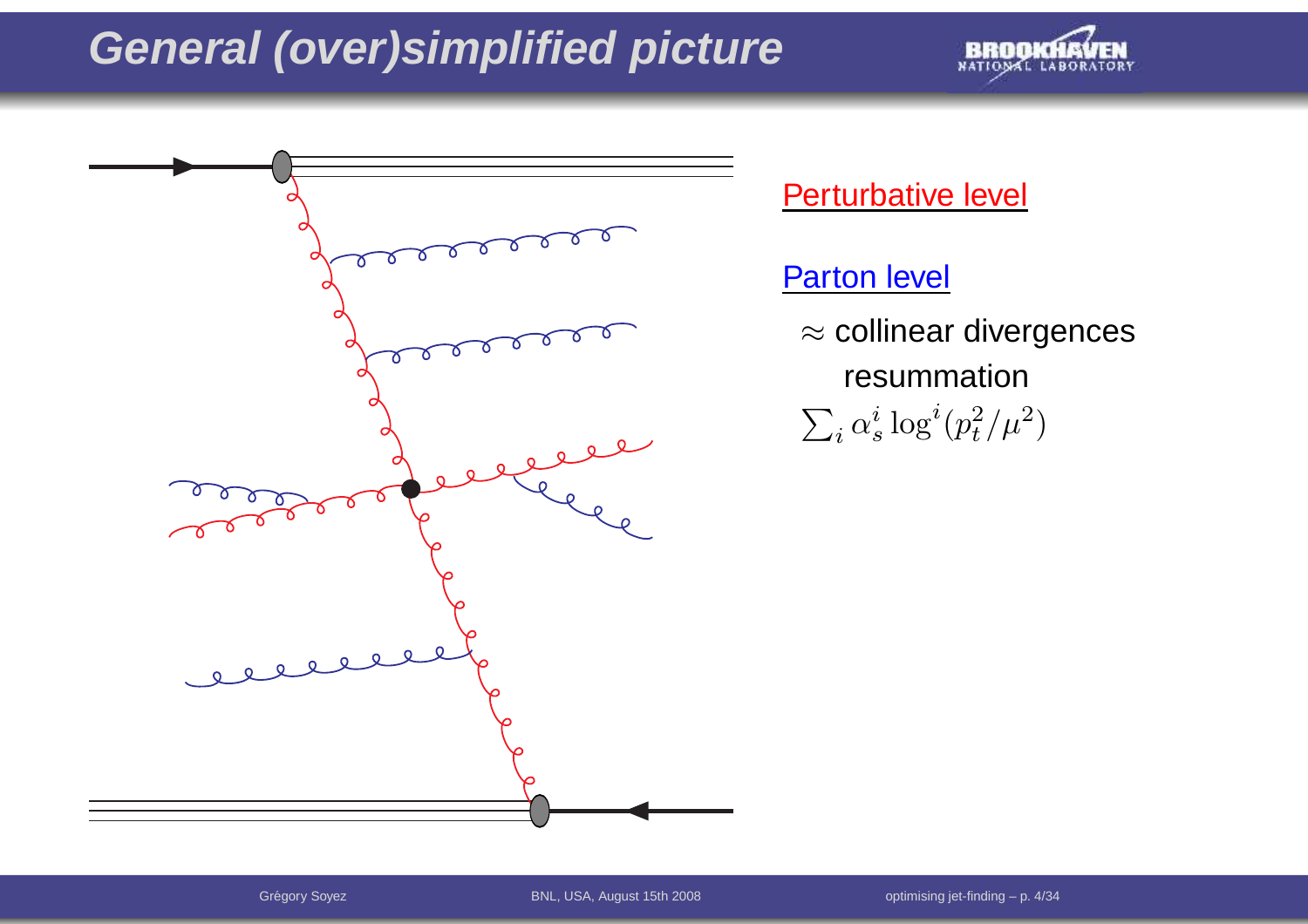# General (over)simplified picture

Perturbative level

Parton level

$\approx$ collinear divergences resummation

$\sum_i \alpha_s^i \log^i(p_t^2/\mu^2)$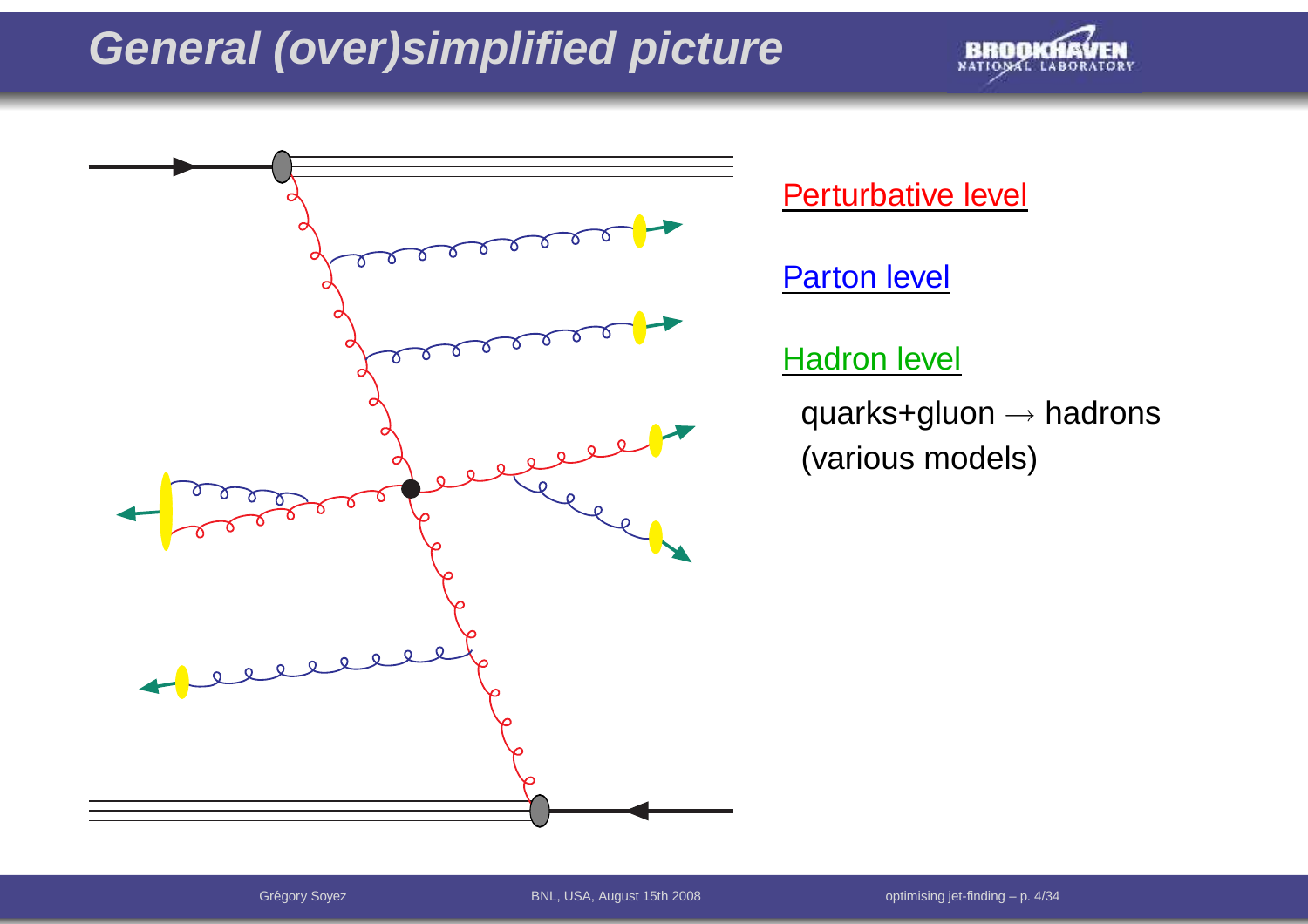# General (over)simplified picture

Perturbative level

Parton level

Hadron level

quarks+gluon $\rightarrow$ hadrons
(various models)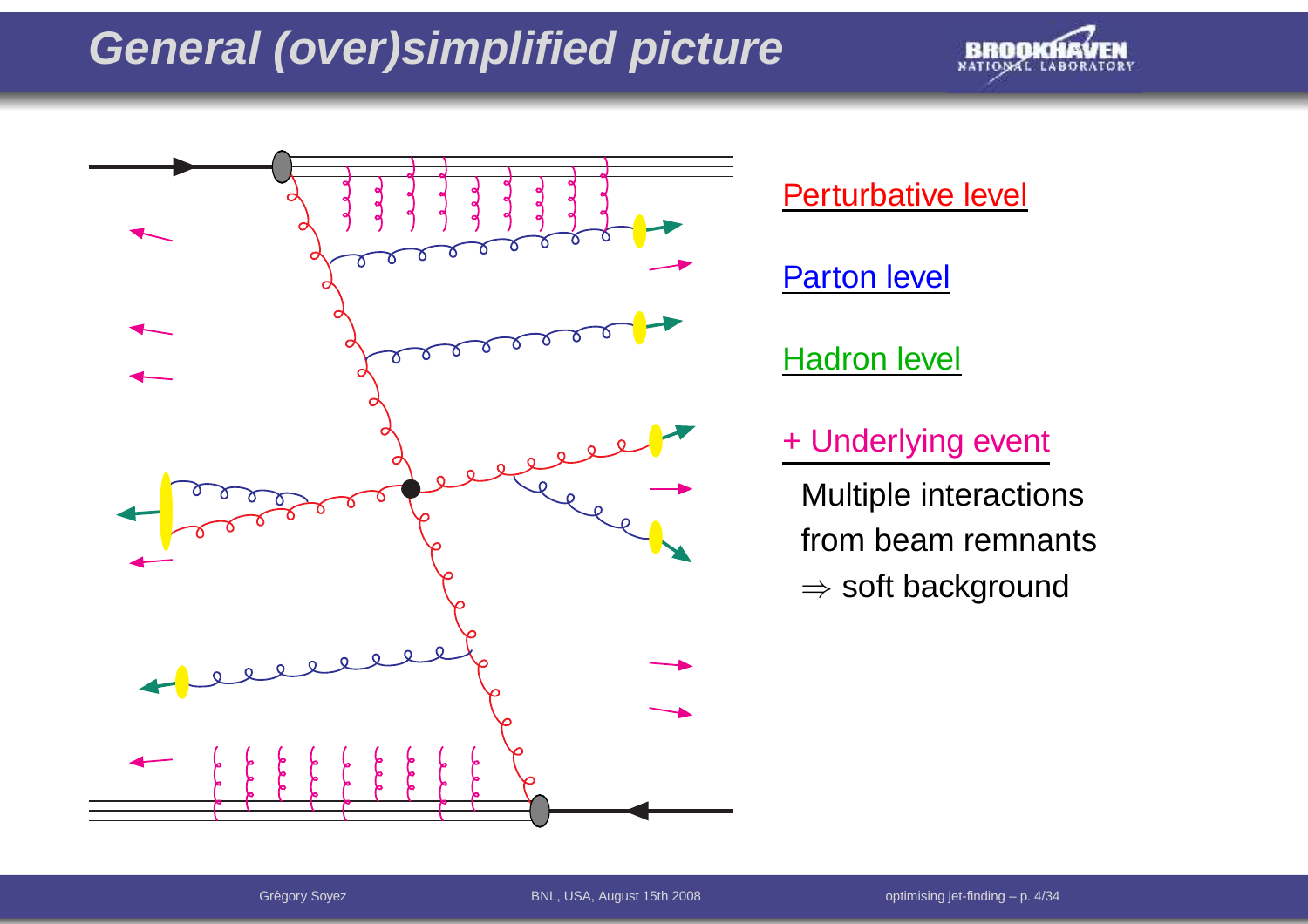# General (over)simplified picture

Perturbative level

Parton level

Hadron level

+ Underlying event

Multiple interactions from beam remnants

$\Rightarrow$ soft background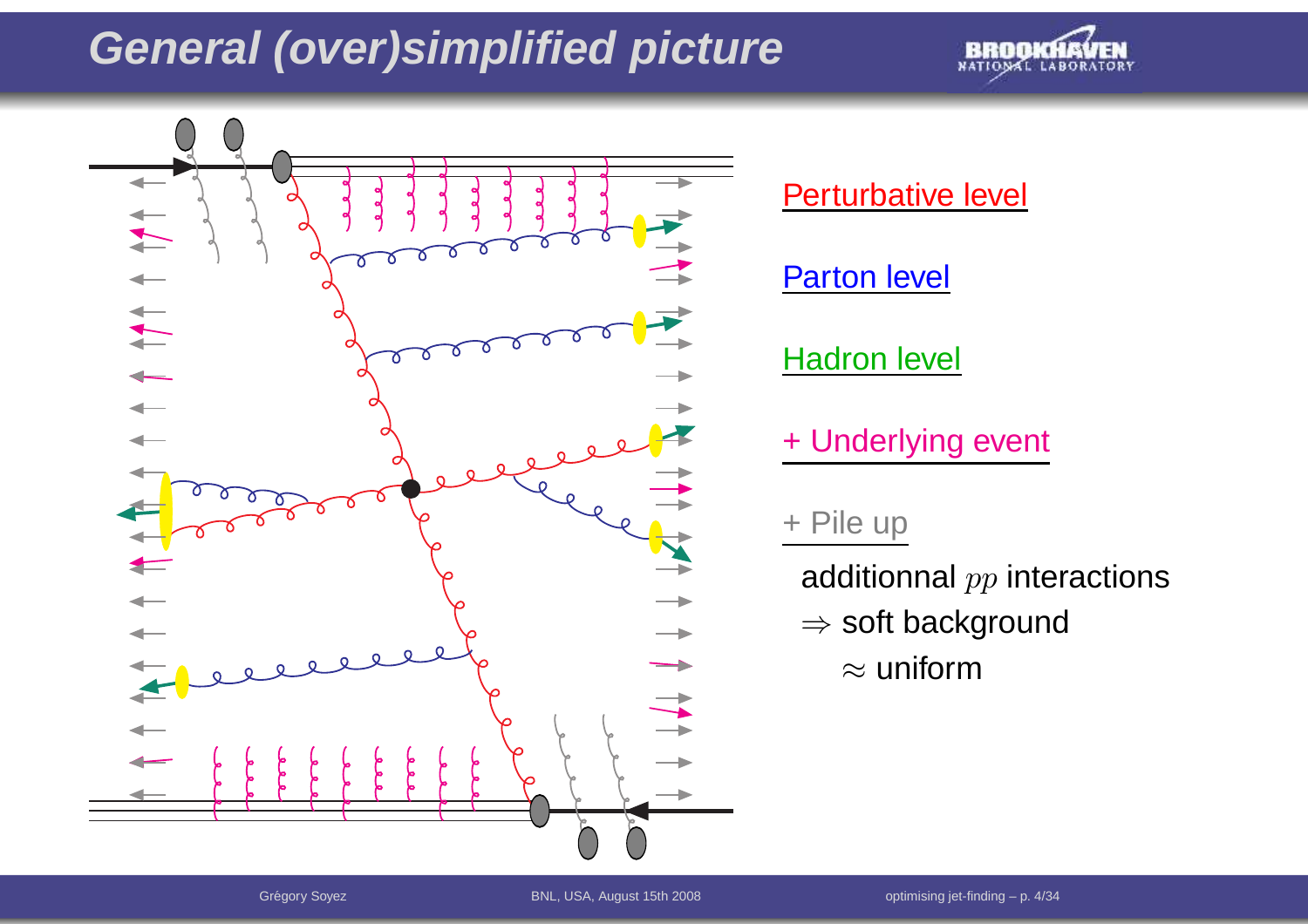# General (over)simplified picture

Perturbative level

Parton level

Hadron level

+ Underlying event

+ Pile up

additionnal $pp$ interactions

$\Rightarrow$ soft background

$\approx$ uniform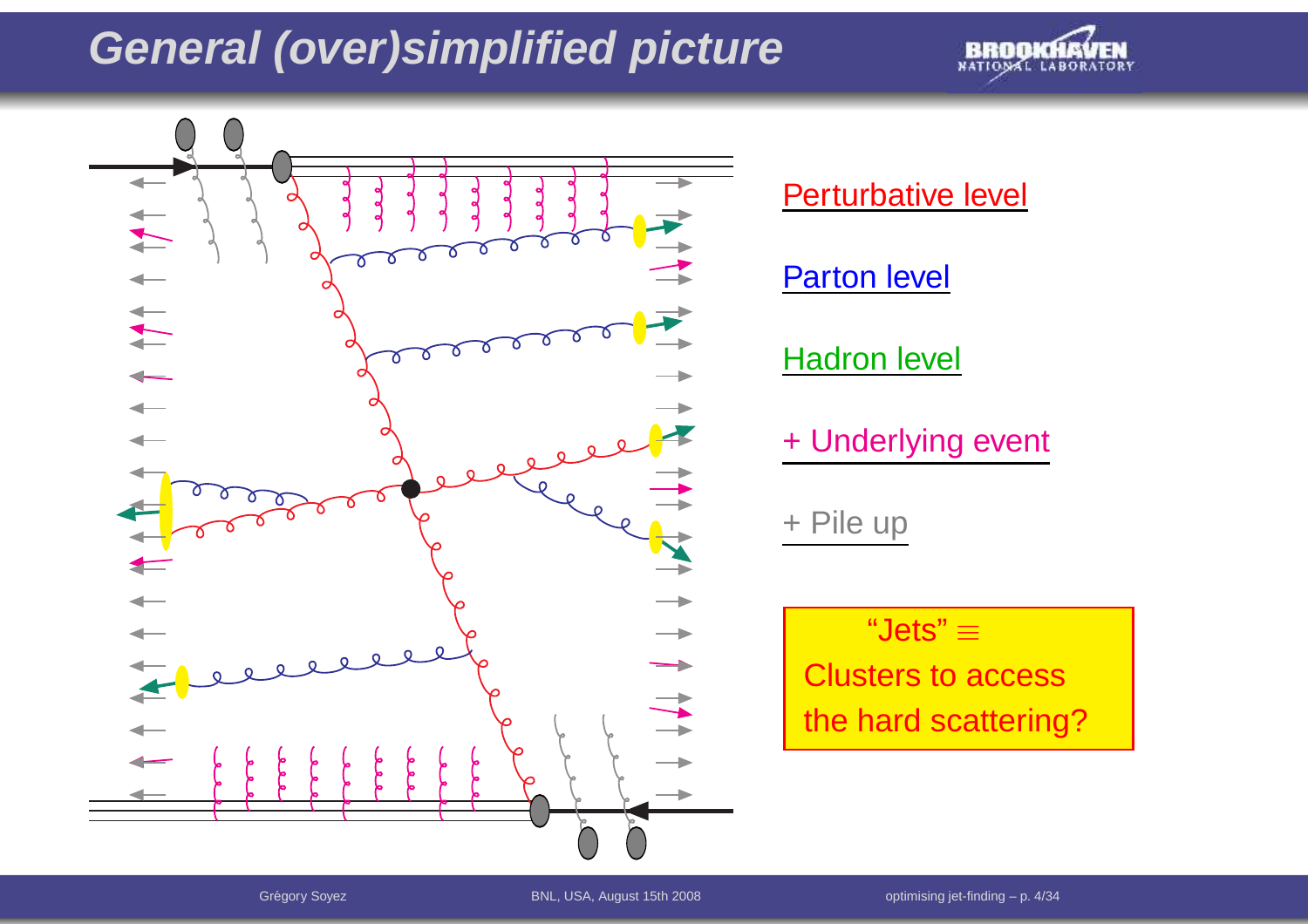# General (over)simplified picture

Perturbative level

Parton level

Hadron level

+ Underlying event

+ Pile up

"Jets" $\equiv$
Clusters to access the hard scattering?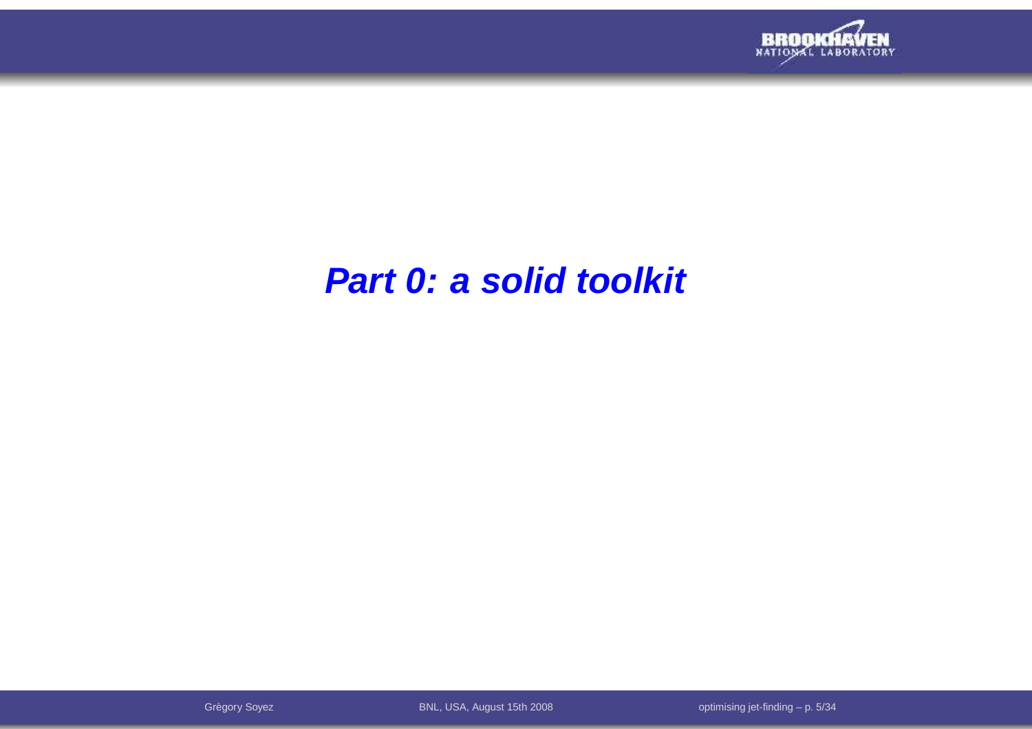# *Part 0: a solid toolkit*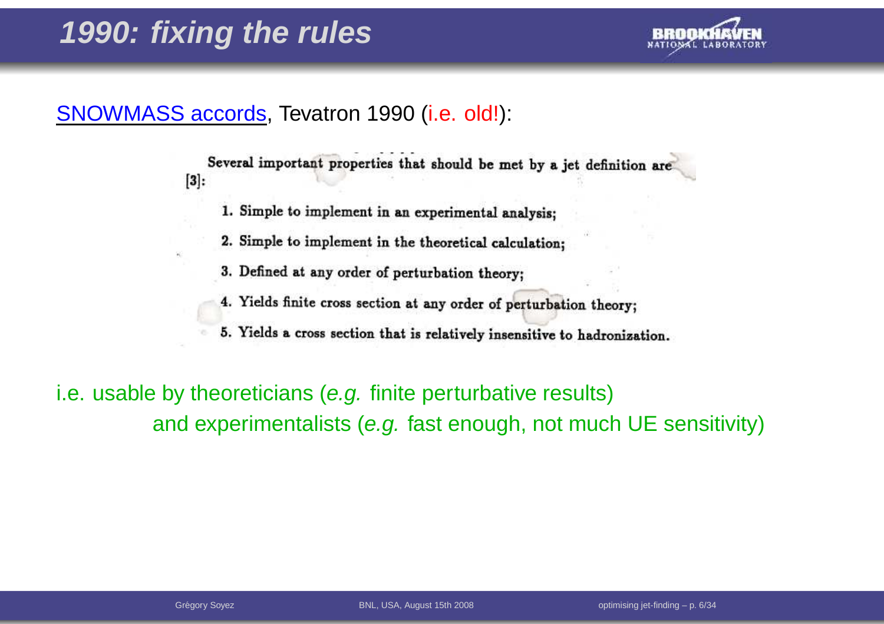# 1990: fixing the rules

SNOWMASS accords, Tevatron 1990 (i.e. old!):

Several important properties that should be met by a jet definition are [3]:

1. Simple to implement in an experimental analysis;
2. Simple to implement in the theoretical calculation;
3. Defined at any order of perturbation theory;
4. Yields finite cross section at any order of perturbation theory;
5. Yields a cross section that is relatively insensitive to hadronization.

i.e. usable by theoreticians (*e.g.* finite perturbative results) and experimentalists (*e.g.* fast enough, not much UE sensitivity)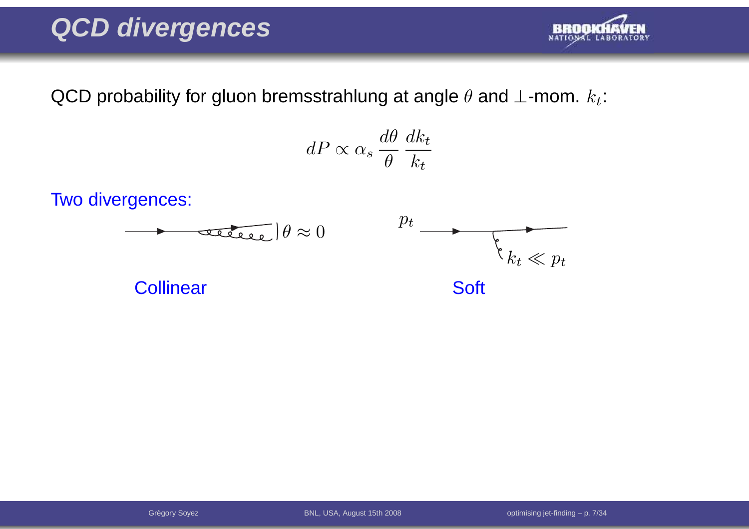# QCD divergences

QCD probability for gluon bremsstrahlung at angle $\theta$ and $\perp$-mom. $k_t$:

$$dP \propto \alpha_s \frac{d\theta}{\theta} \frac{dk_t}{k_t}$$

Two divergences:

$\theta \approx 0$ $\qquad\qquad$ $p_t$ $\qquad$ $k_t \ll p_t$

Collinear $\qquad\qquad$ Soft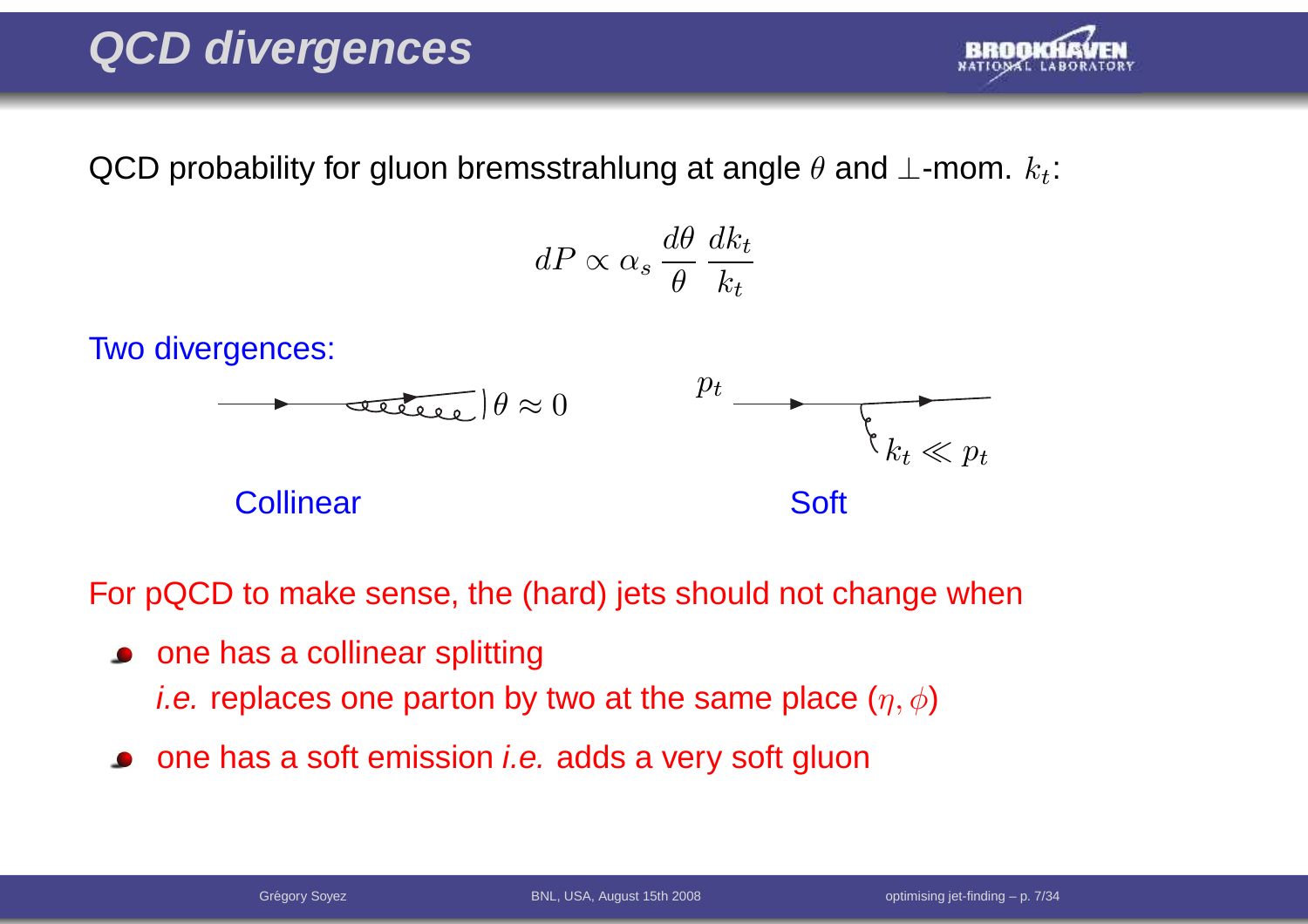# QCD divergences

QCD probability for gluon bremsstrahlung at angle $\theta$ and $\perp$-mom. $k_t$:

$$dP \propto \alpha_s \frac{d\theta}{\theta} \frac{dk_t}{k_t}$$

Two divergences:

$\theta \approx 0$ $\quad$ $p_t$ $\quad$ $k_t \ll p_t$

Collinear $\quad$ Soft

For pQCD to make sense, the (hard) jets should not change when

- one has a collinear splitting
  *i.e.* replaces one parton by two at the same place $(\eta, \phi)$
- one has a soft emission *i.e.* adds a very soft gluon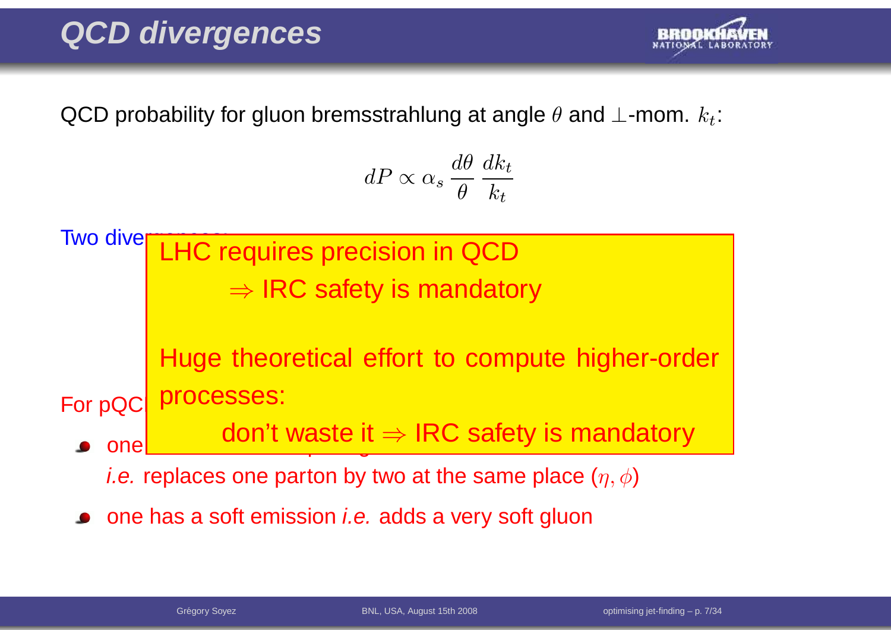# QCD divergences

QCD probability for gluon bremsstrahlung at angle $\theta$ and $\perp$-mom. $k_t$:

$$dP \propto \alpha_s \frac{d\theta}{\theta} \frac{dk_t}{k_t}$$

Two dive

LHC requires precision in QCD

$\Rightarrow$ IRC safety is mandatory

Huge theoretical effort to compute higher-order processes:

don't waste it $\Rightarrow$ IRC safety is mandatory

For pQC

- one

  *i.e.* replaces one parton by two at the same place $(\eta, \phi)$
- one has a soft emission *i.e.* adds a very soft gluon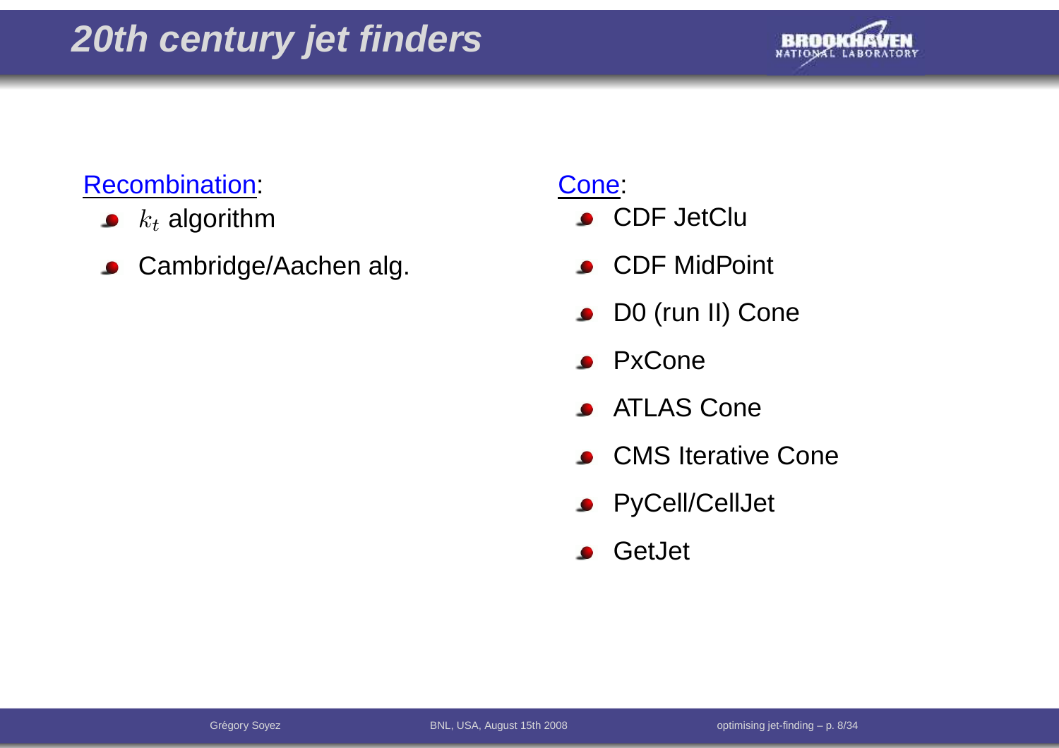# *20th century jet finders*

Recombination:

- $k_t$ algorithm
- Cambridge/Aachen alg.

Cone:

- CDF JetClu
- CDF MidPoint
- D0 (run II) Cone
- PxCone
- ATLAS Cone
- CMS Iterative Cone
- PyCell/CellJet
- GetJet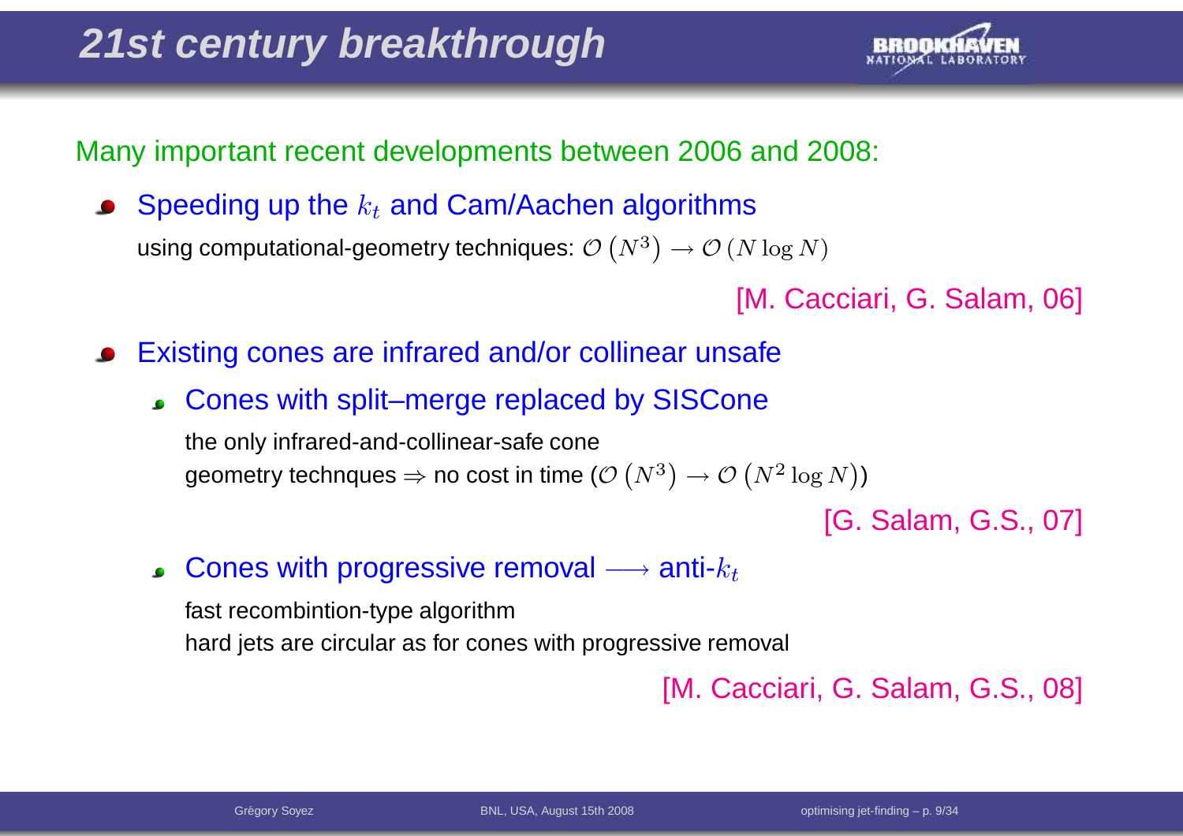# 21st century breakthrough

Many important recent developments between 2006 and 2008:

- Speeding up the $k_t$ and Cam/Aachen algorithms

  using computational-geometry techniques: $\mathcal{O}\left(N^3\right) \to \mathcal{O}\left(N \log N\right)$

  [M. Cacciari, G. Salam, 06]

- Existing cones are infrared and/or collinear unsafe
  - Cones with split–merge replaced by SISCone

    the only infrared-and-collinear-safe cone
    geometry technques $\Rightarrow$ no cost in time ($\mathcal{O}\left(N^3\right) \to \mathcal{O}\left(N^2 \log N\right)$)

    [G. Salam, G.S., 07]

  - Cones with progressive removal $\longrightarrow$ anti-$k_t$

    fast recombintion-type algorithm
    hard jets are circular as for cones with progressive removal

    [M. Cacciari, G. Salam, G.S., 08]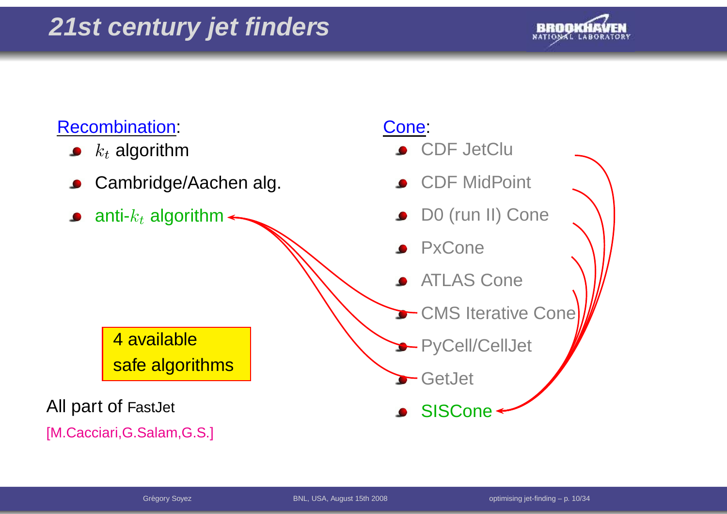# 21st century jet finders

**Recombination:**

- $k_t$ algorithm
- Cambridge/Aachen alg.
- anti-$k_t$ algorithm

**Cone:**

- CDF JetClu
- CDF MidPoint
- D0 (run II) Cone
- PxCone
- ATLAS Cone
- CMS Iterative Cone
- PyCell/CellJet
- GetJet
- SISCone

4 available safe algorithms

All part of FastJet

[M.Cacciari,G.Salam,G.S.]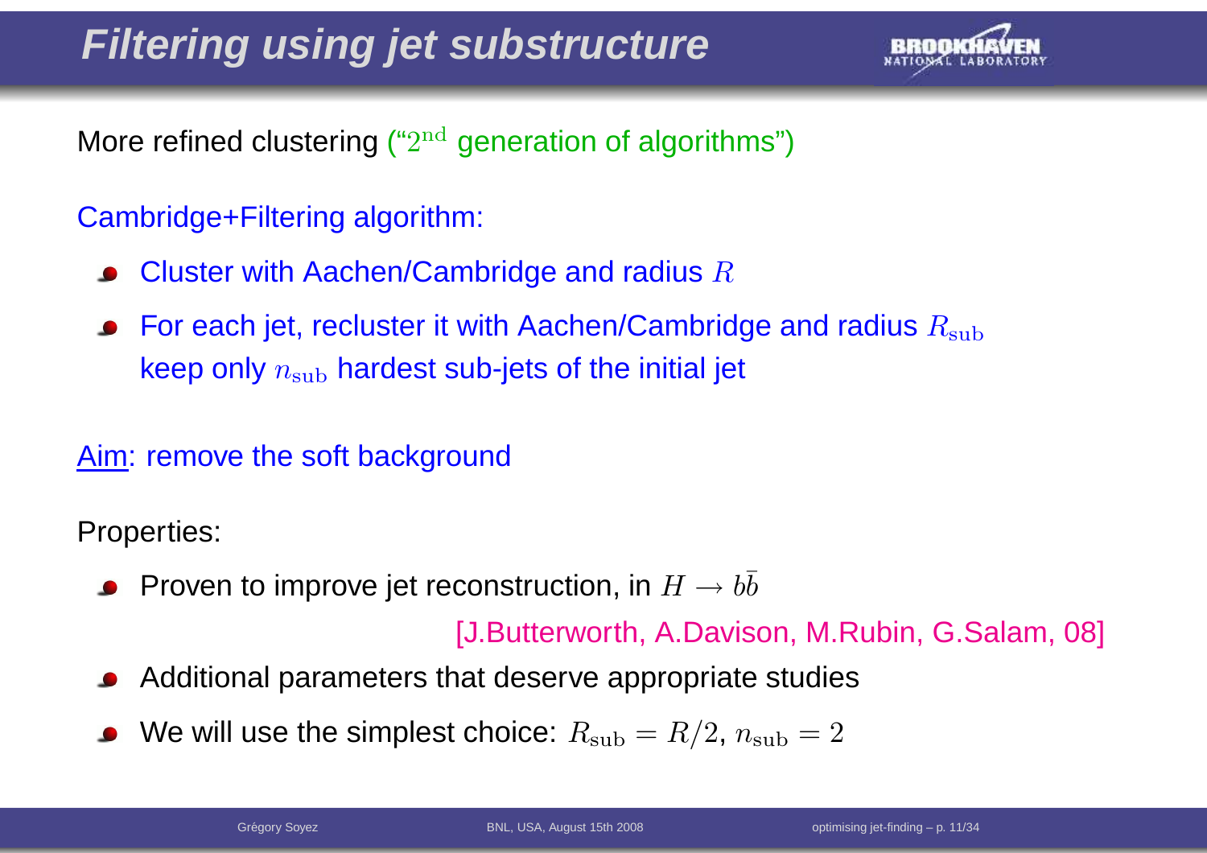# Filtering using jet substructure

More refined clustering ("$2^{\text{nd}}$ generation of algorithms")

Cambridge+Filtering algorithm:

- Cluster with Aachen/Cambridge and radius $R$
- For each jet, recluster it with Aachen/Cambridge and radius $R_{\text{sub}}$ keep only $n_{\text{sub}}$ hardest sub-jets of the initial jet

Aim: remove the soft background

Properties:

- Proven to improve jet reconstruction, in $H \to b\bar{b}$

  [J.Butterworth, A.Davison, M.Rubin, G.Salam, 08]

- Additional parameters that deserve appropriate studies
- We will use the simplest choice: $R_{\text{sub}} = R/2$, $n_{\text{sub}} = 2$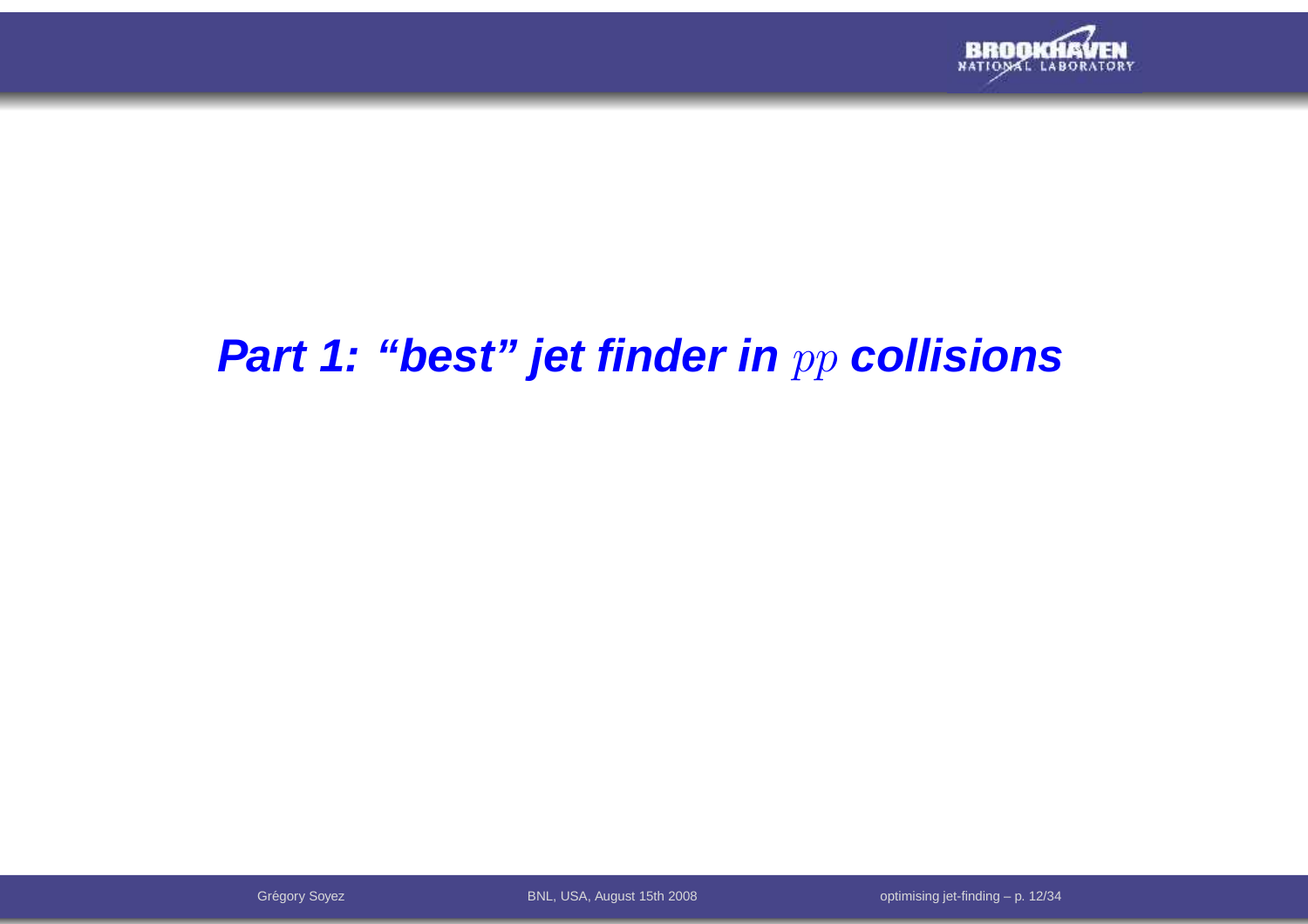# *Part 1: “best” jet finder in $pp$ collisions*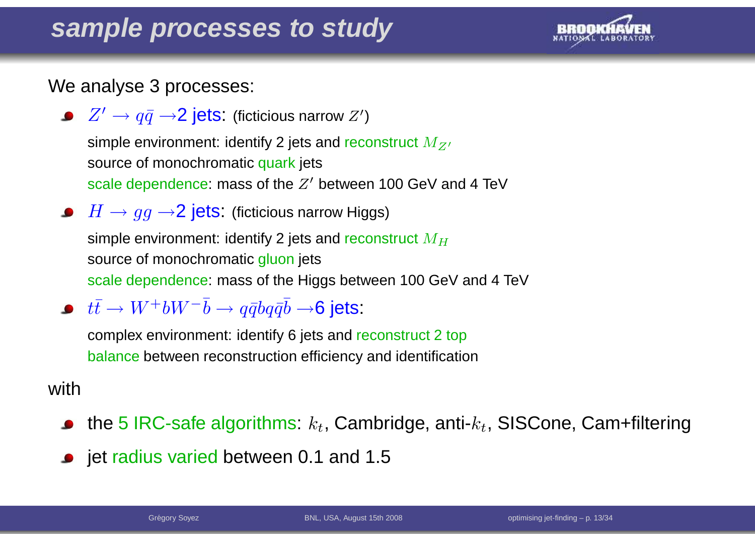# sample processes to study

We analyse 3 processes:

- $Z' \to q\bar{q} \to$ 2 jets: (ficticious narrow $Z'$)

  simple environment: identify 2 jets and reconstruct $M_{Z'}$

  source of monochromatic quark jets

  scale dependence: mass of the $Z'$ between 100 GeV and 4 TeV

- $H \to gg \to$ 2 jets: (ficticious narrow Higgs)

  simple environment: identify 2 jets and reconstruct $M_H$

  source of monochromatic gluon jets

  scale dependence: mass of the Higgs between 100 GeV and 4 TeV

- $t\bar{t} \to W^+ b W^- \bar{b} \to q\bar{q} b q\bar{q}\bar{b} \to$ 6 jets:

  complex environment: identify 6 jets and reconstruct 2 top

  balance between reconstruction efficiency and identification

with

- the 5 IRC-safe algorithms: $k_t$, Cambridge, anti-$k_t$, SISCone, Cam+filtering
- jet radius varied between 0.1 and 1.5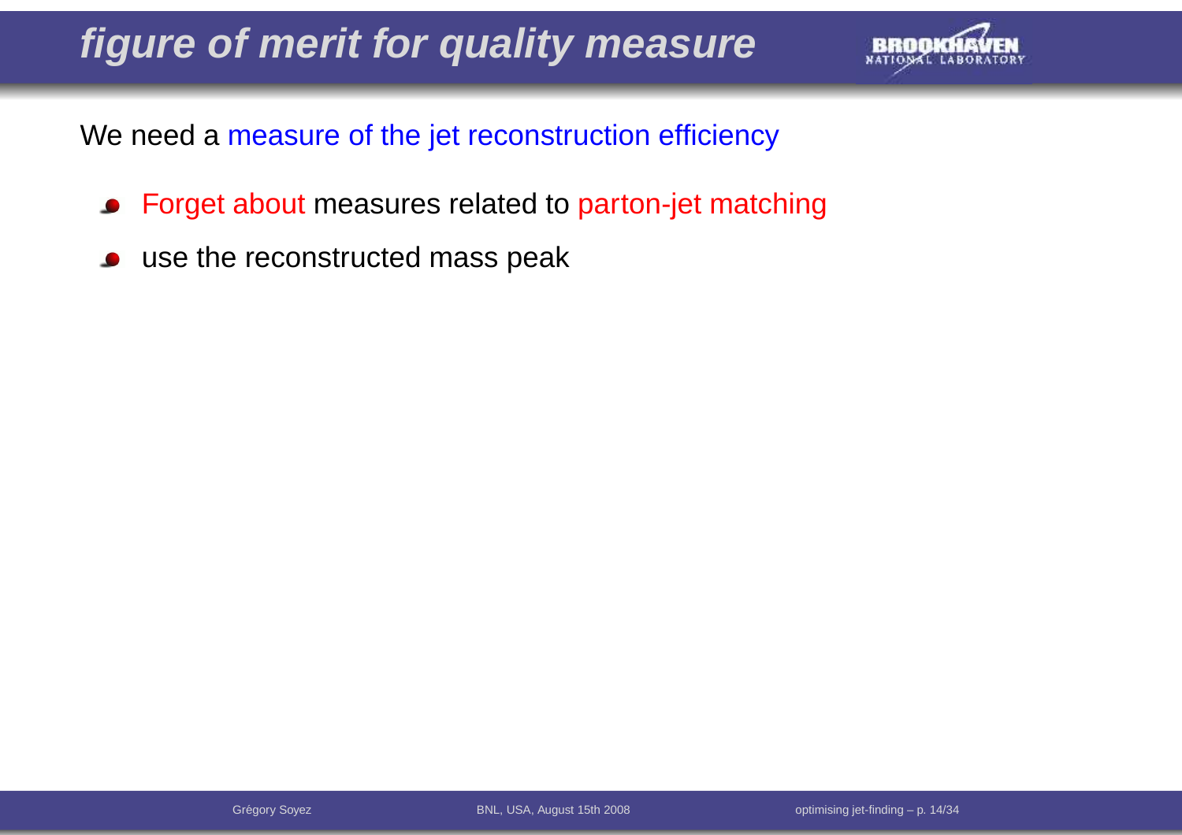# *figure of merit for quality measure*

We need a measure of the jet reconstruction efficiency

- Forget about measures related to parton-jet matching
- use the reconstructed mass peak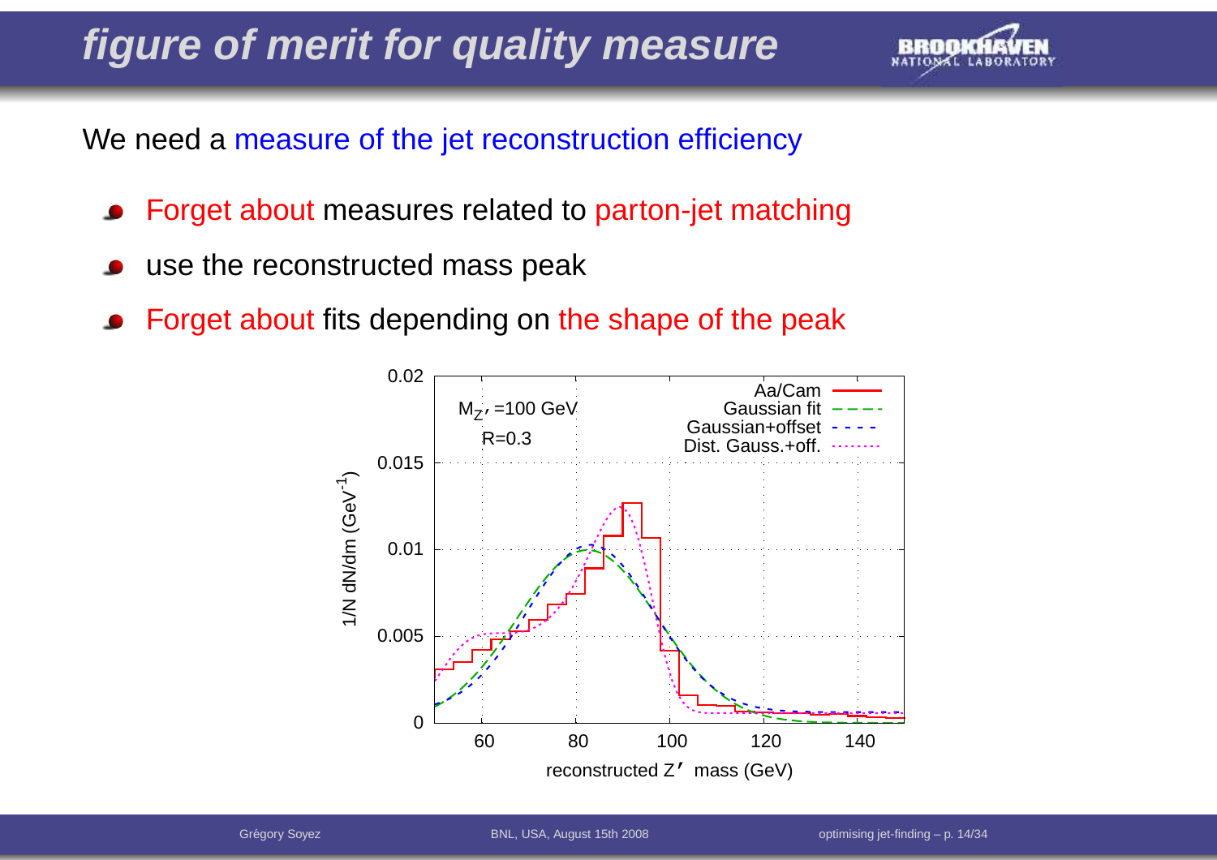# figure of merit for quality measure

We need a measure of the jet reconstruction efficiency

- Forget about measures related to parton-jet matching
- use the reconstructed mass peak
- Forget about fits depending on the shape of the peak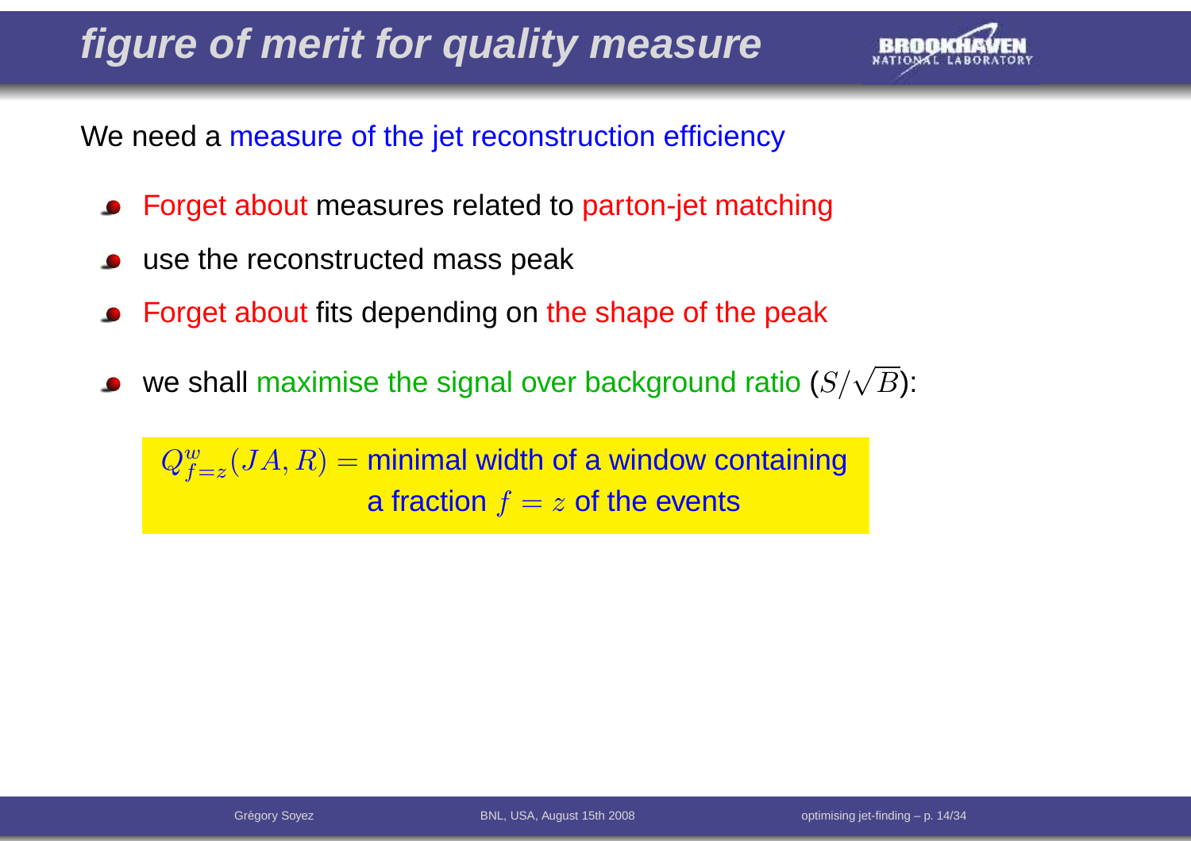# figure of merit for quality measure

We need a measure of the jet reconstruction efficiency

- Forget about measures related to parton-jet matching
- use the reconstructed mass peak
- Forget about fits depending on the shape of the peak
- we shall maximise the signal over background ratio ($S/\sqrt{B}$):

$Q^w_{f=z}(JA, R) =$ minimal width of a window containing a fraction $f = z$ of the events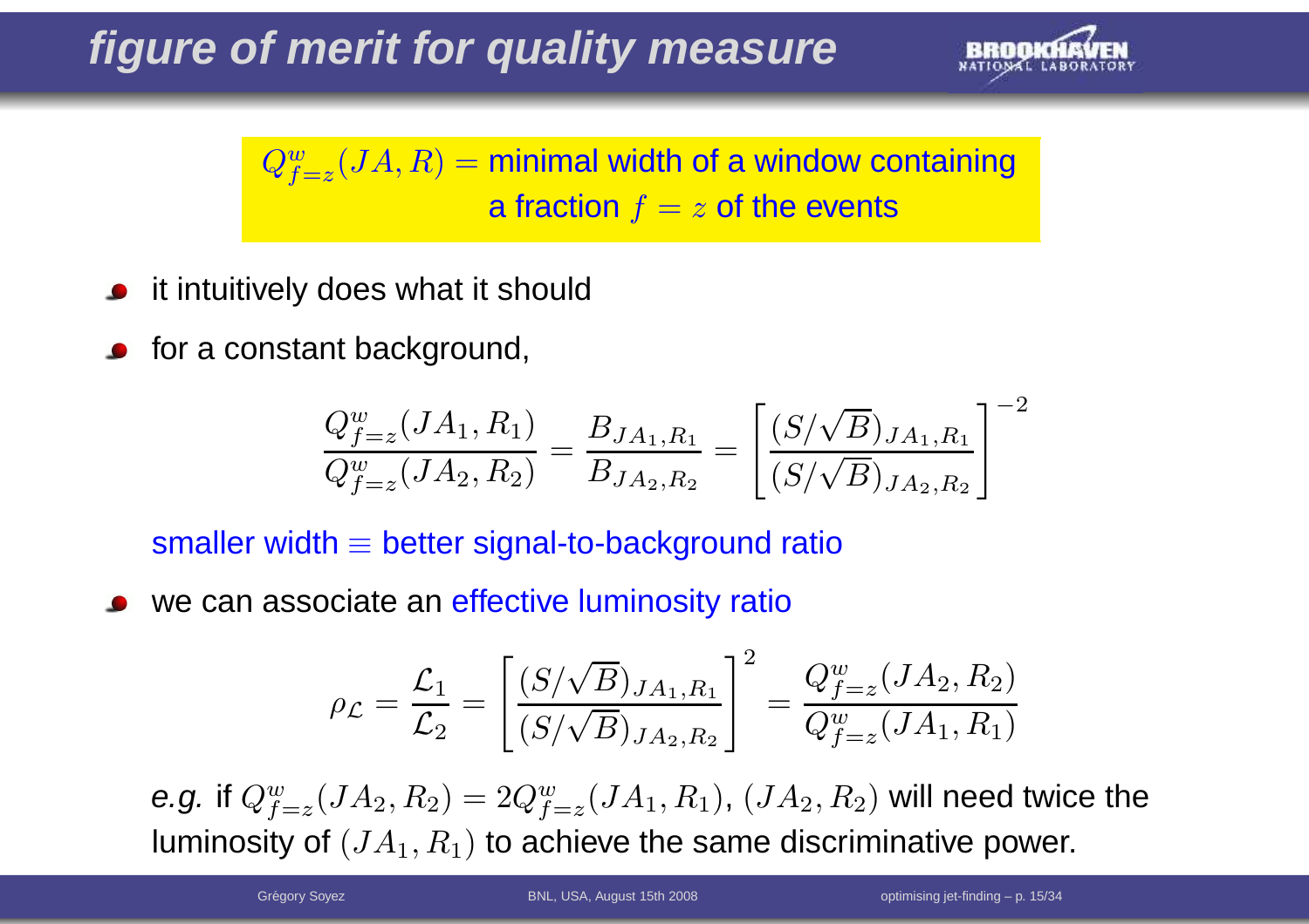# figure of merit for quality measure

$Q^w_{f=z}(JA, R) =$ minimal width of a window containing a fraction $f = z$ of the events

- it intuitively does what it should
- for a constant background,

$$\frac{Q^w_{f=z}(JA_1, R_1)}{Q^w_{f=z}(JA_2, R_2)} = \frac{B_{JA_1,R_1}}{B_{JA_2,R_2}} = \left[\frac{(S/\sqrt{B})_{JA_1,R_1}}{(S/\sqrt{B})_{JA_2,R_2}}\right]^{-2}$$

smaller width $\equiv$ better signal-to-background ratio

- we can associate an effective luminosity ratio

$$\rho_{\mathcal{L}} = \frac{\mathcal{L}_1}{\mathcal{L}_2} = \left[\frac{(S/\sqrt{B})_{JA_1,R_1}}{(S/\sqrt{B})_{JA_2,R_2}}\right]^{2} = \frac{Q^w_{f=z}(JA_2, R_2)}{Q^w_{f=z}(JA_1, R_1)}$$

*e.g.* if $Q^w_{f=z}(JA_2, R_2) = 2Q^w_{f=z}(JA_1, R_1)$, $(JA_2, R_2)$ will need twice the luminosity of $(JA_1, R_1)$ to achieve the same discriminative power.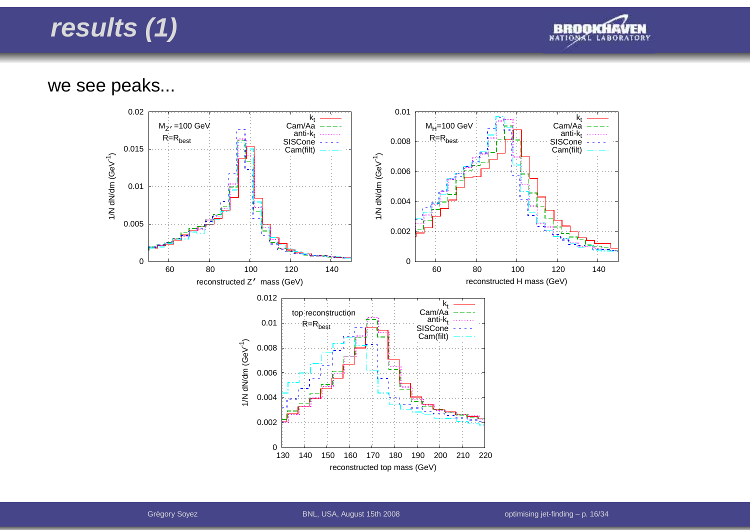# results (1)

we see peaks...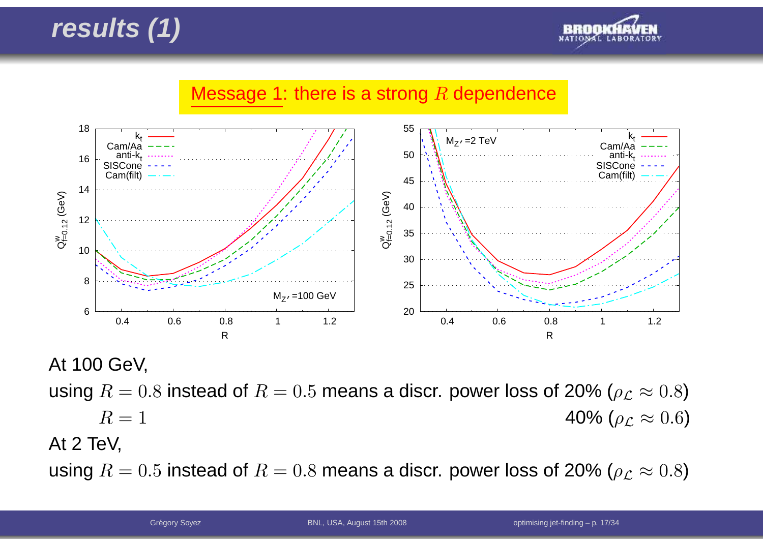# results (1)

Message 1: there is a strong $R$ dependence

At 100 GeV,

using $R = 0.8$ instead of $R = 0.5$ means a discr. power loss of 20% ($\rho_{\mathcal{L}} \approx 0.8$)

$R = 1$ 40% ($\rho_{\mathcal{L}} \approx 0.6$)

At 2 TeV,

using $R = 0.5$ instead of $R = 0.8$ means a discr. power loss of 20% ($\rho_{\mathcal{L}} \approx 0.8$)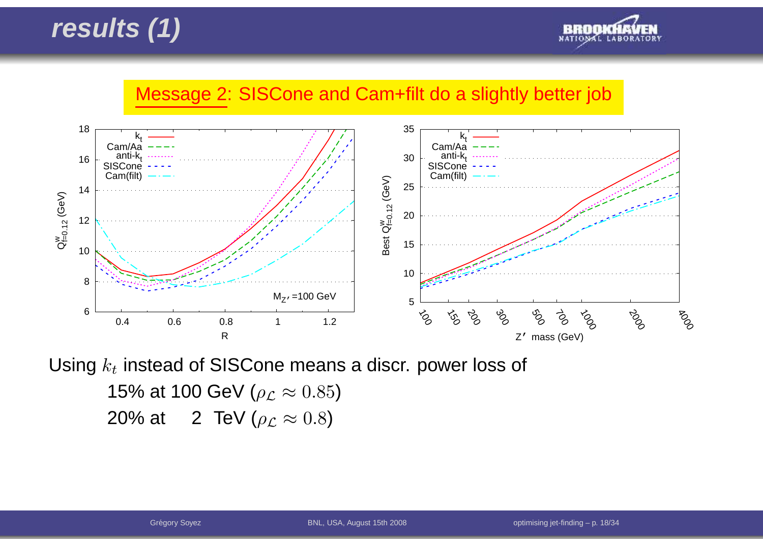# results (1)

Message 2: SISCone and Cam+filt do a slightly better job

Using $k_t$ instead of SISCone means a discr. power loss of

15% at 100 GeV ($\rho_{\mathcal{L}} \approx 0.85$)

20% at 2 TeV ($\rho_{\mathcal{L}} \approx 0.8$)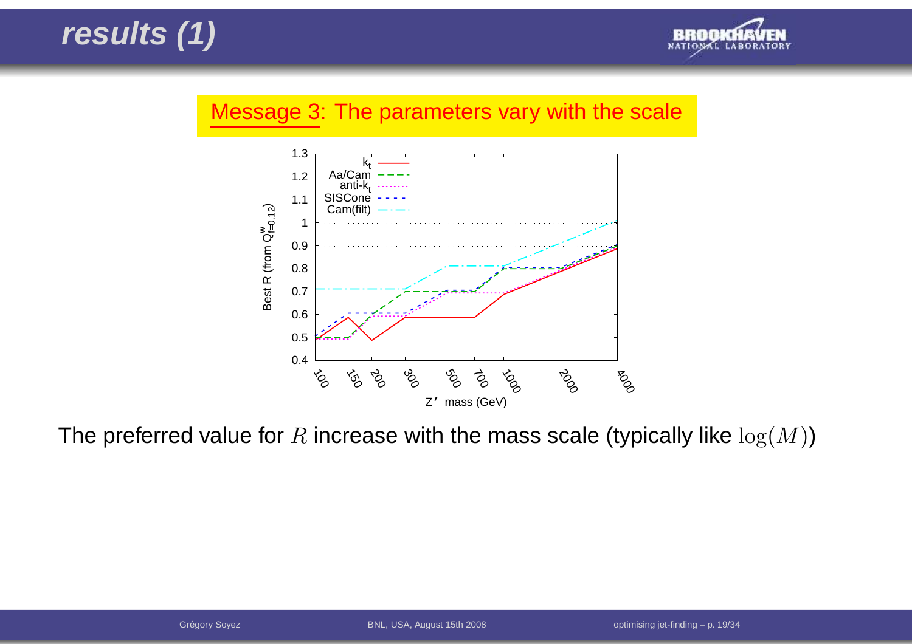# results (1)

Message 3: The parameters vary with the scale

The preferred value for $R$ increase with the mass scale (typically like $\log(M)$)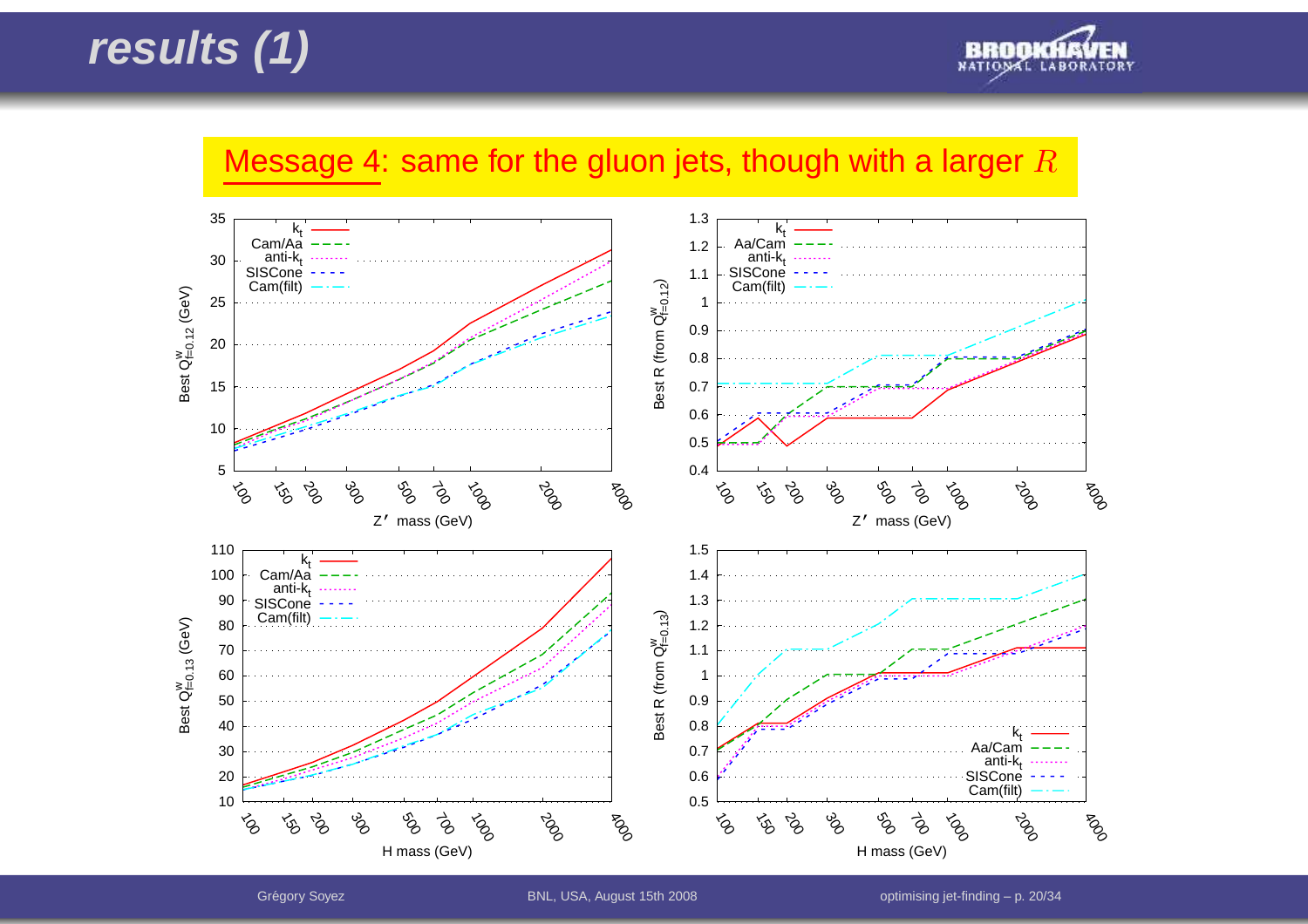# results (1)

Message 4: same for the gluon jets, though with a larger $R$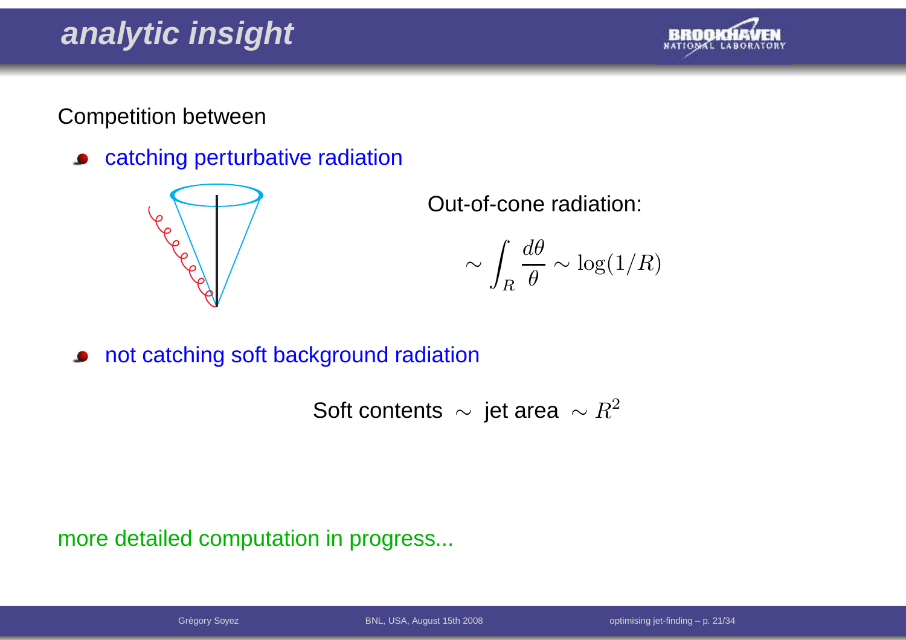# analytic insight

Competition between

- catching perturbative radiation

Out-of-cone radiation:

$$\sim \int_R \frac{d\theta}{\theta} \sim \log(1/R)$$

- not catching soft background radiation

Soft contents $\sim$ jet area $\sim R^2$

more detailed computation in progress...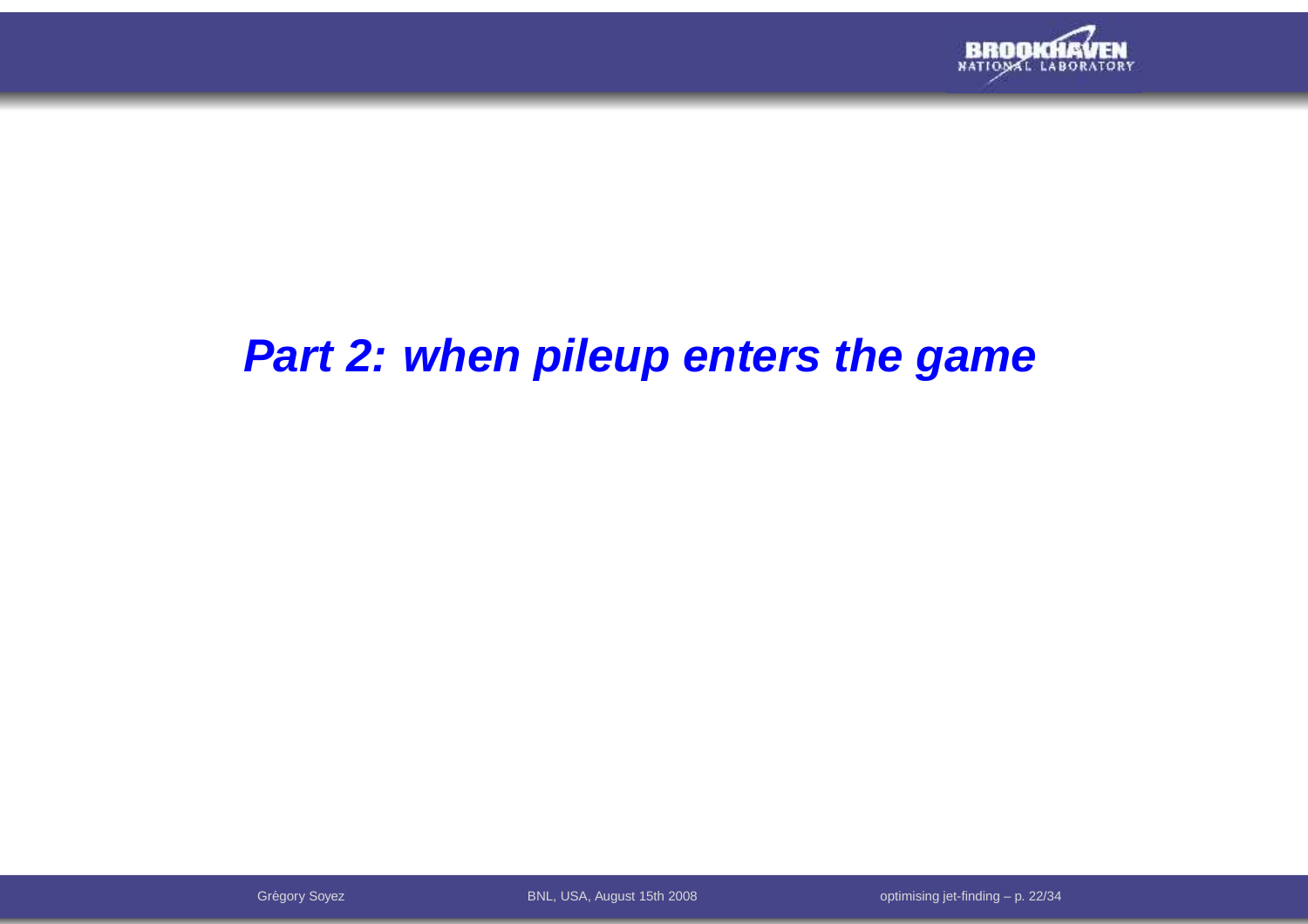# *Part 2: when pileup enters the game*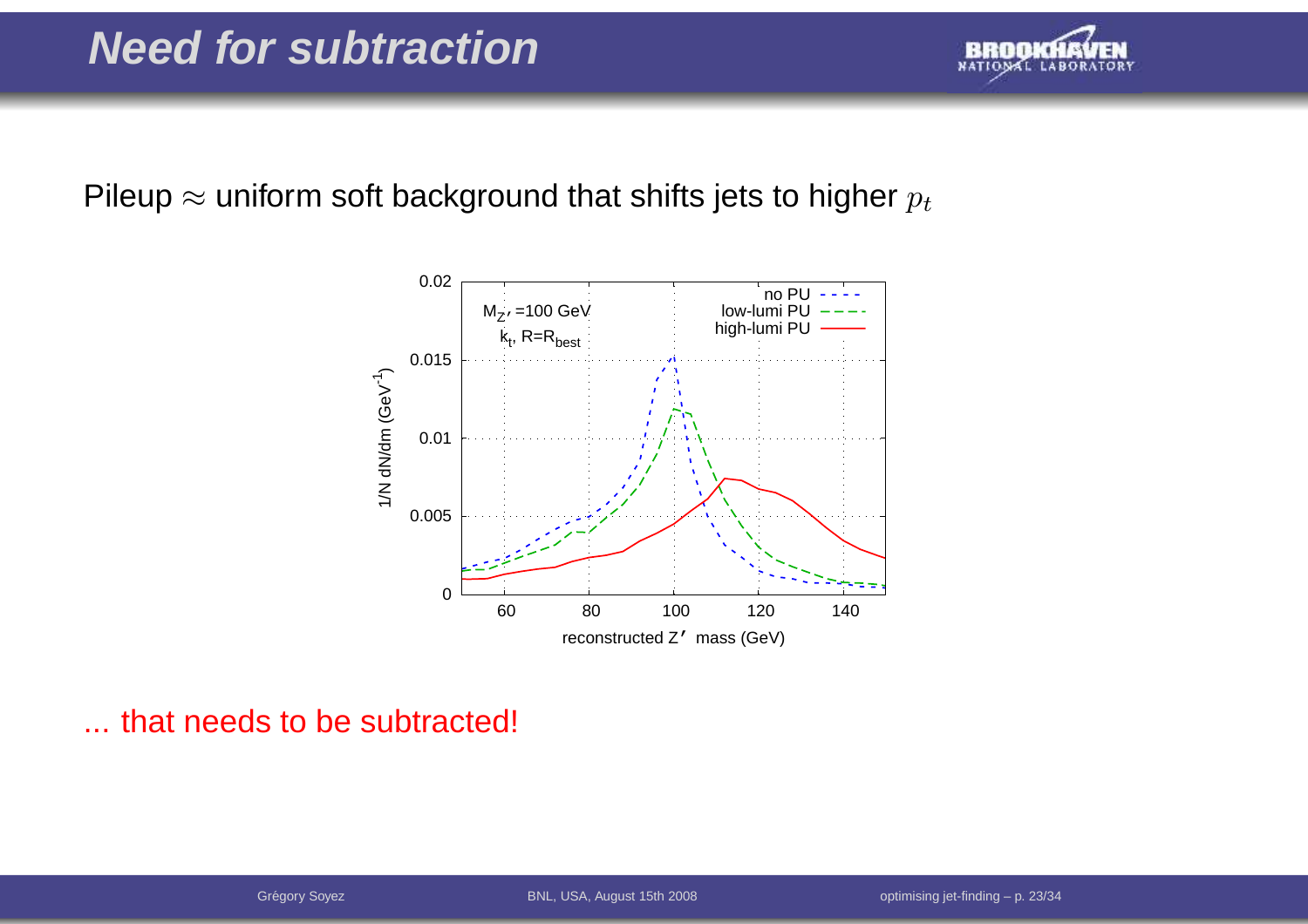# Need for subtraction

Pileup $\approx$ uniform soft background that shifts jets to higher $p_t$

... that needs to be subtracted!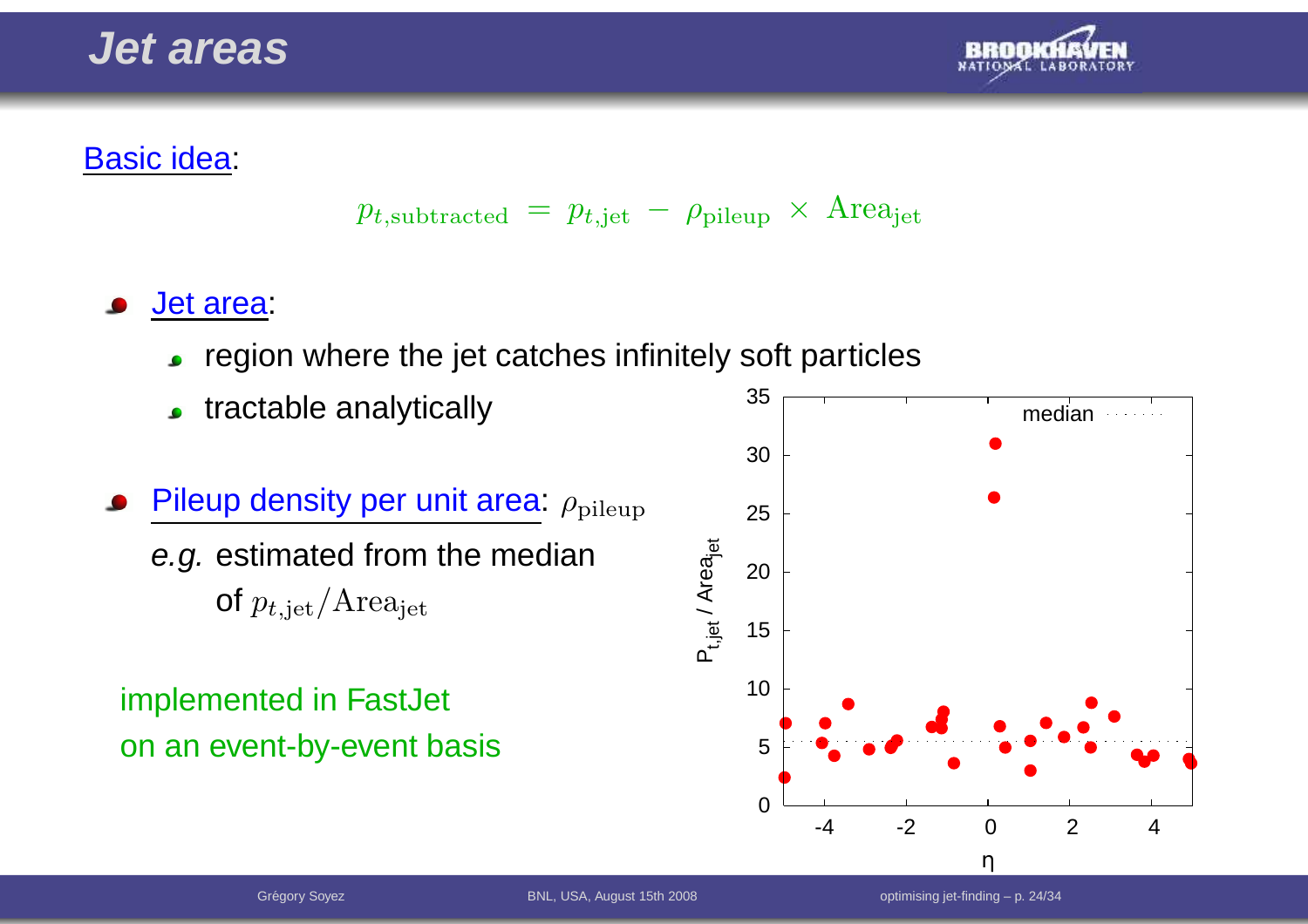# Jet areas

Basic idea:

$$p_{t,\text{subtracted}} = p_{t,\text{jet}} - \rho_{\text{pileup}} \times \text{Area}_{\text{jet}}$$

- Jet area:
  - region where the jet catches infinitely soft particles
  - tractable analytically
- Pileup density per unit area: $\rho_{\text{pileup}}$

  *e.g.* estimated from the median of $p_{t,\text{jet}}/\text{Area}_{\text{jet}}$

implemented in FastJet
on an event-by-event basis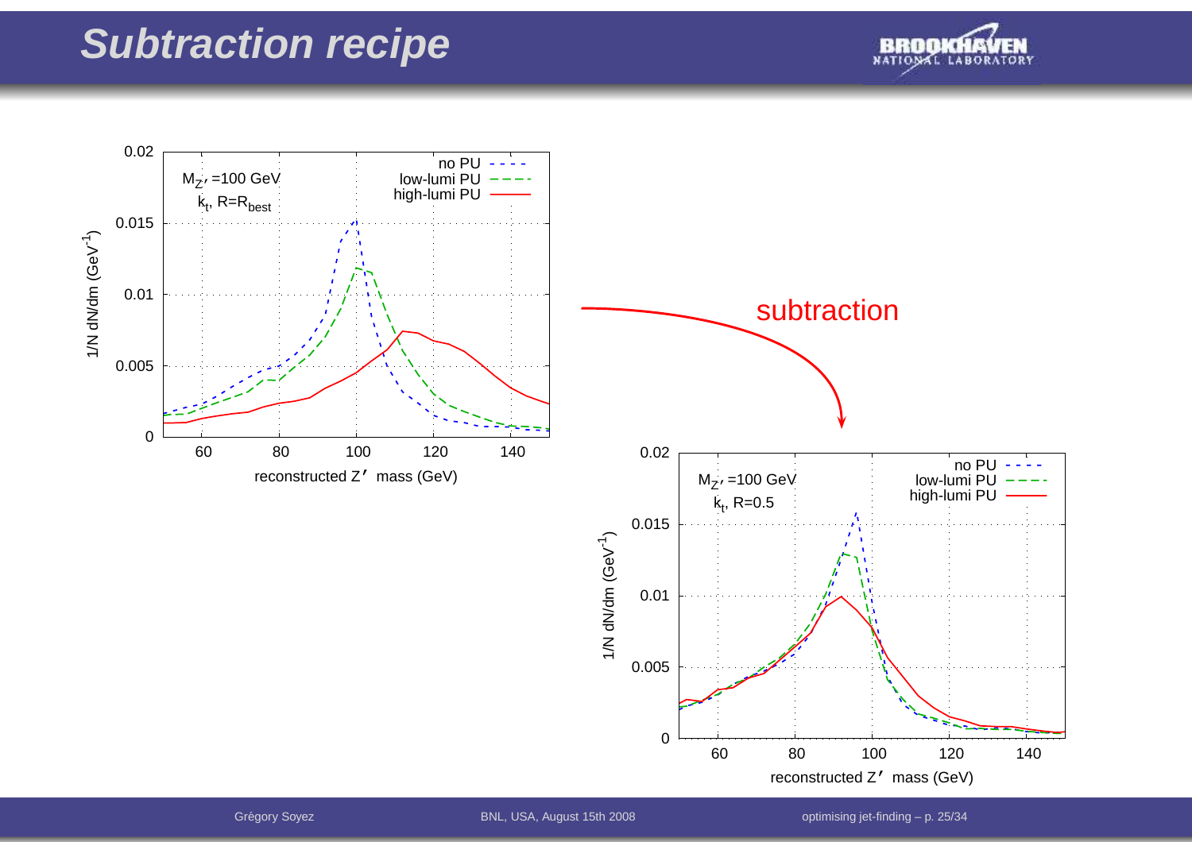# Subtraction recipe

$M_{Z'}$ =100 GeV
$k_t$, R=$R_{best}$

no PU
low-lumi PU
high-lumi PU

1/N dN/dm ($GeV^{-1}$)

reconstructed Z′ mass (GeV)

subtraction

$M_{Z'}$ =100 GeV
$k_t$, R=0.5

no PU
low-lumi PU
high-lumi PU

1/N dN/dm ($GeV^{-1}$)

reconstructed Z′ mass (GeV)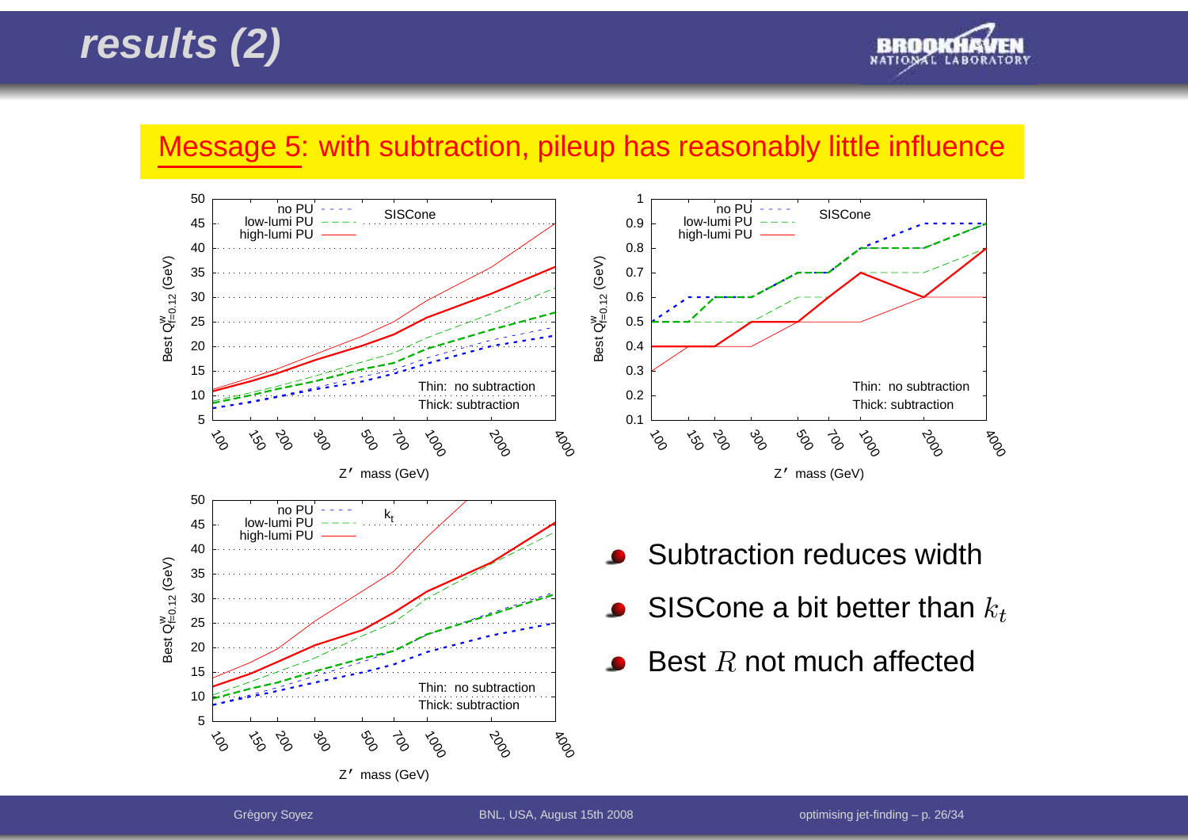# results (2)

Message 5: with subtraction, pileup has reasonably little influence

- Subtraction reduces width
- SISCone a bit better than $k_t$
- Best $R$ not much affected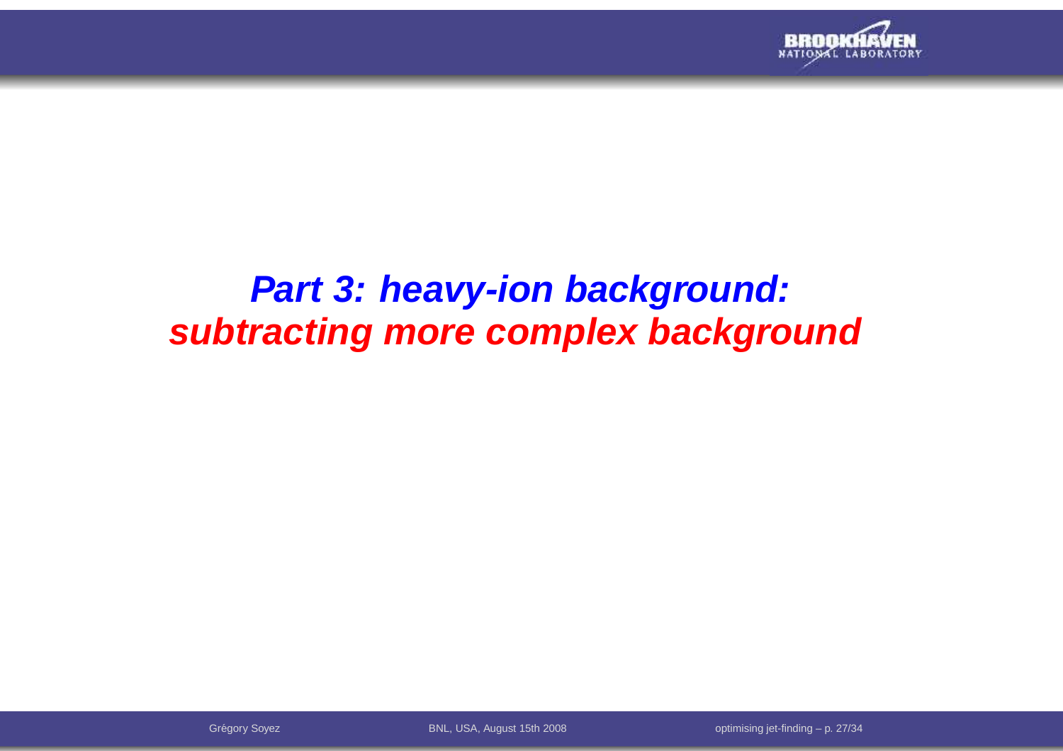# *Part 3: heavy-ion background: subtracting more complex background*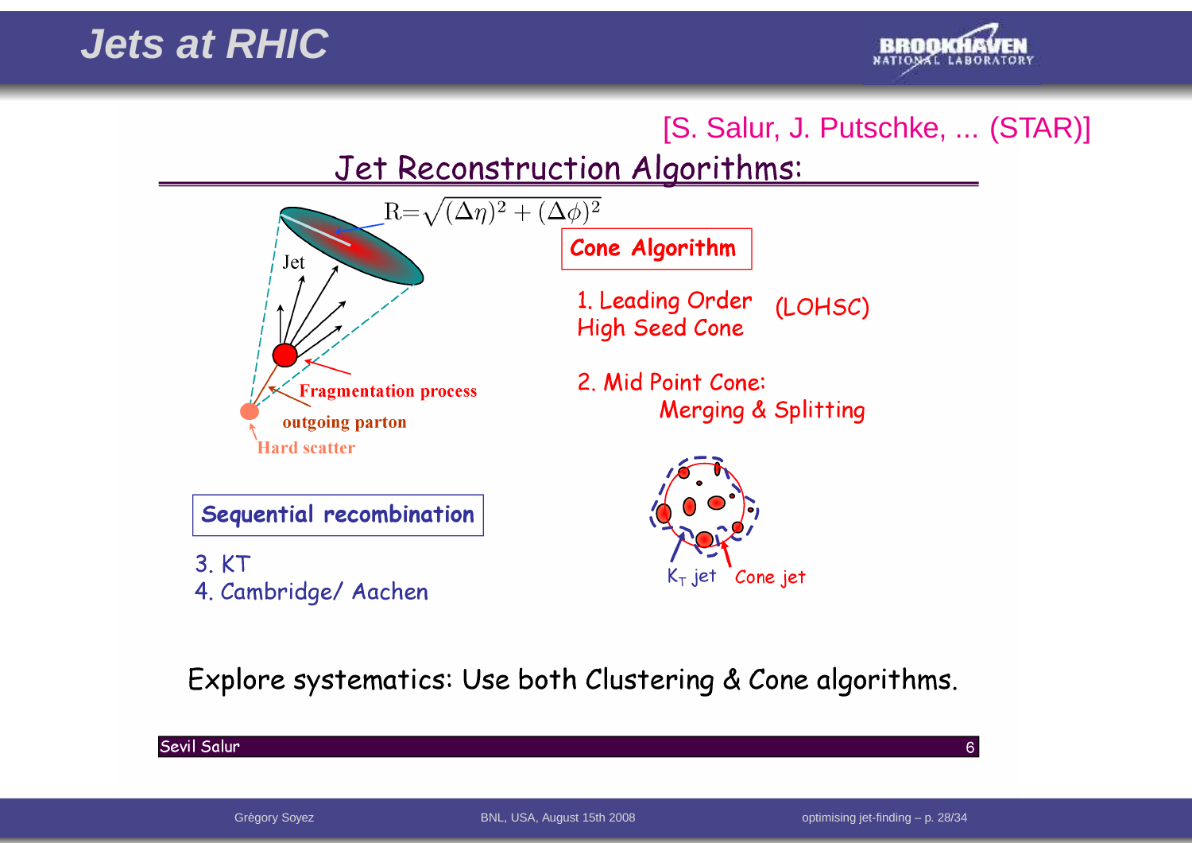# Jets at RHIC

[S. Salur, J. Putschke, ... (STAR)]

## Jet Reconstruction Algorithms:

$$R = \sqrt{(\Delta\eta)^2 + (\Delta\phi)^2}$$

Jet

Fragmentation process

outgoing parton

Hard scatter

**Cone Algorithm**

1. Leading Order High Seed Cone (LOHSC)
2. Mid Point Cone: Merging & Splitting

**Sequential recombination**

3. KT
4. Cambridge/ Aachen

$K_T$ jet   Cone jet

Explore systematics: Use both Clustering & Cone algorithms.

Sevil Salur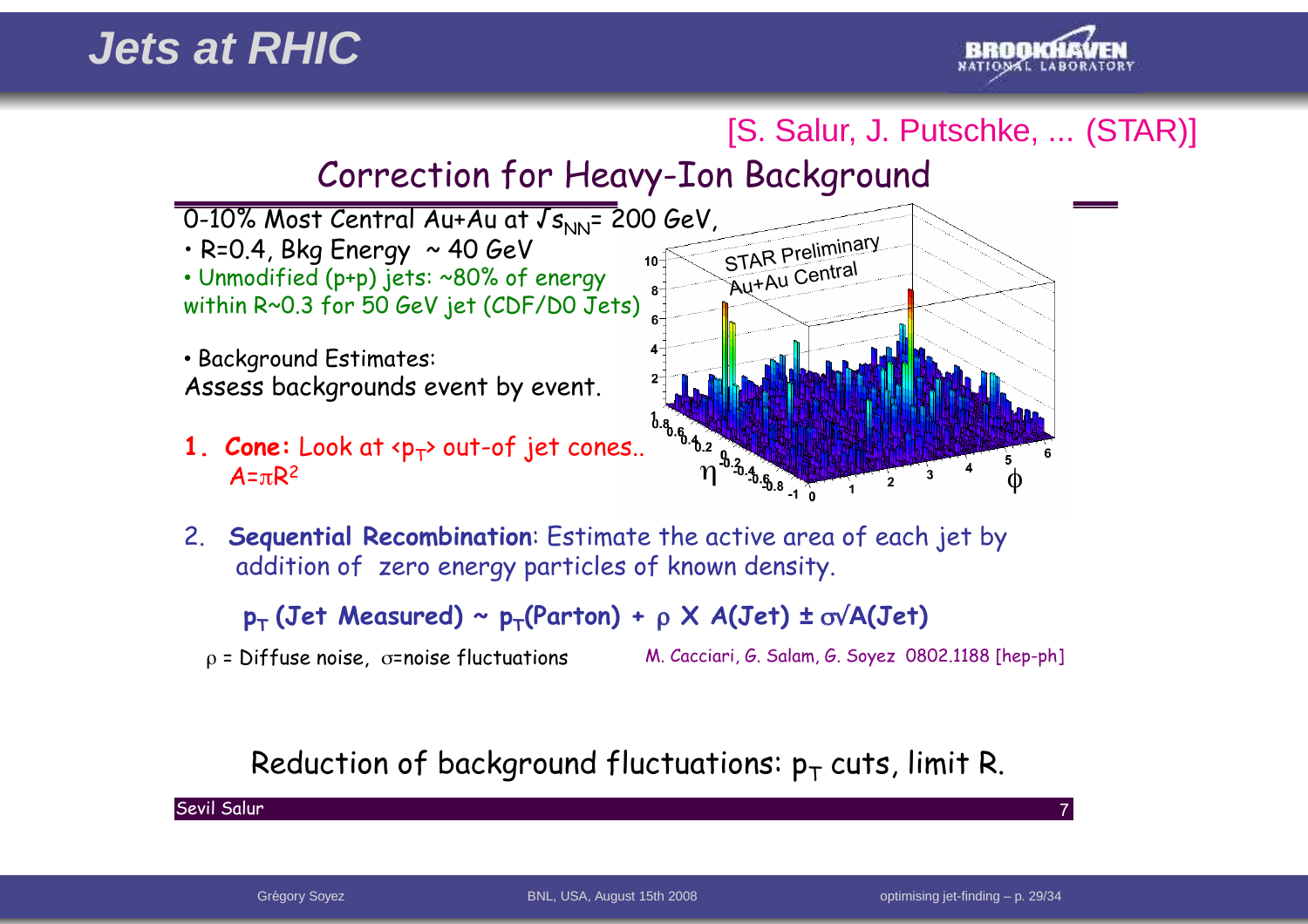# Jets at RHIC

[S. Salur, J. Putschke, ... (STAR)]

## Correction for Heavy-Ion Background

0-10% Most Central Au+Au at $\sqrt{s_{NN}}$= 200 GeV,

- R=0.4, Bkg Energy ~ 40 GeV
- Unmodified (p+p) jets: ~80% of energy within R~0.3 for 50 GeV jet (CDF/D0 Jets)

- Background Estimates:

Assess backgrounds event by event.

1. **Cone:** Look at $\langle p_T \rangle$ out-of jet cones.. $A=\pi R^2$
2. **Sequential Recombination**: Estimate the active area of each jet by addition of zero energy particles of known density.

$$p_T \text{ (Jet Measured)} \sim p_T\text{(Parton)} + \rho \times A\text{(Jet)} \pm \sigma\sqrt{A\text{(Jet)}}$$

$\rho$ = Diffuse noise, $\sigma$=noise fluctuations

M. Cacciari, G. Salam, G. Soyez 0802.1188 [hep-ph]

Reduction of background fluctuations: $p_T$ cuts, limit R.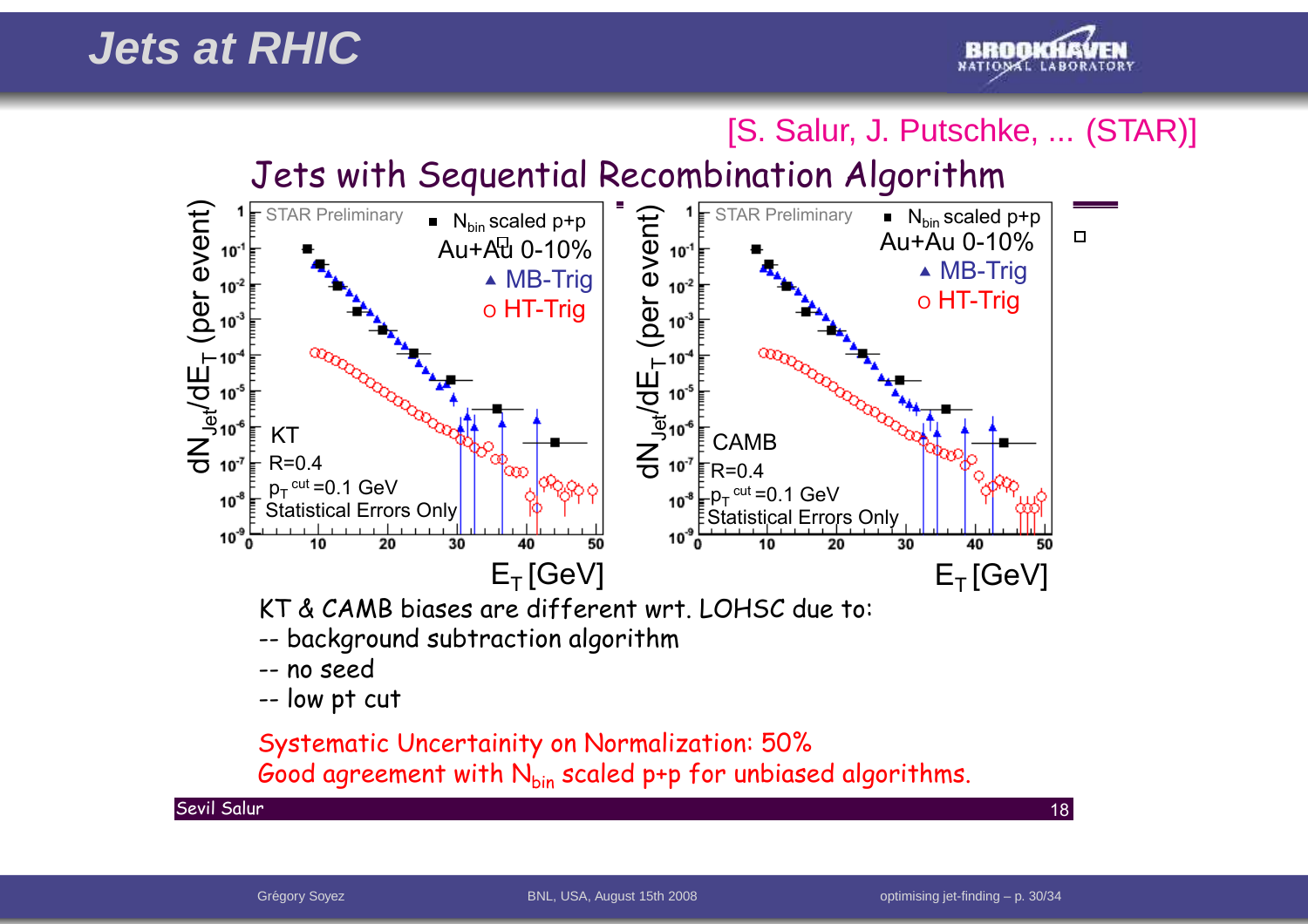# Jets at RHIC

[S. Salur, J. Putschke, ... (STAR)]

## Jets with Sequential Recombination Algorithm

KT & CAMB biases are different wrt. LOHSC due to:

-- background subtraction algorithm

-- no seed

-- low pt cut

Systematic Uncertainity on Normalization: 50%

Good agreement with $N_{bin}$ scaled p+p for unbiased algorithms.

Sevil Salur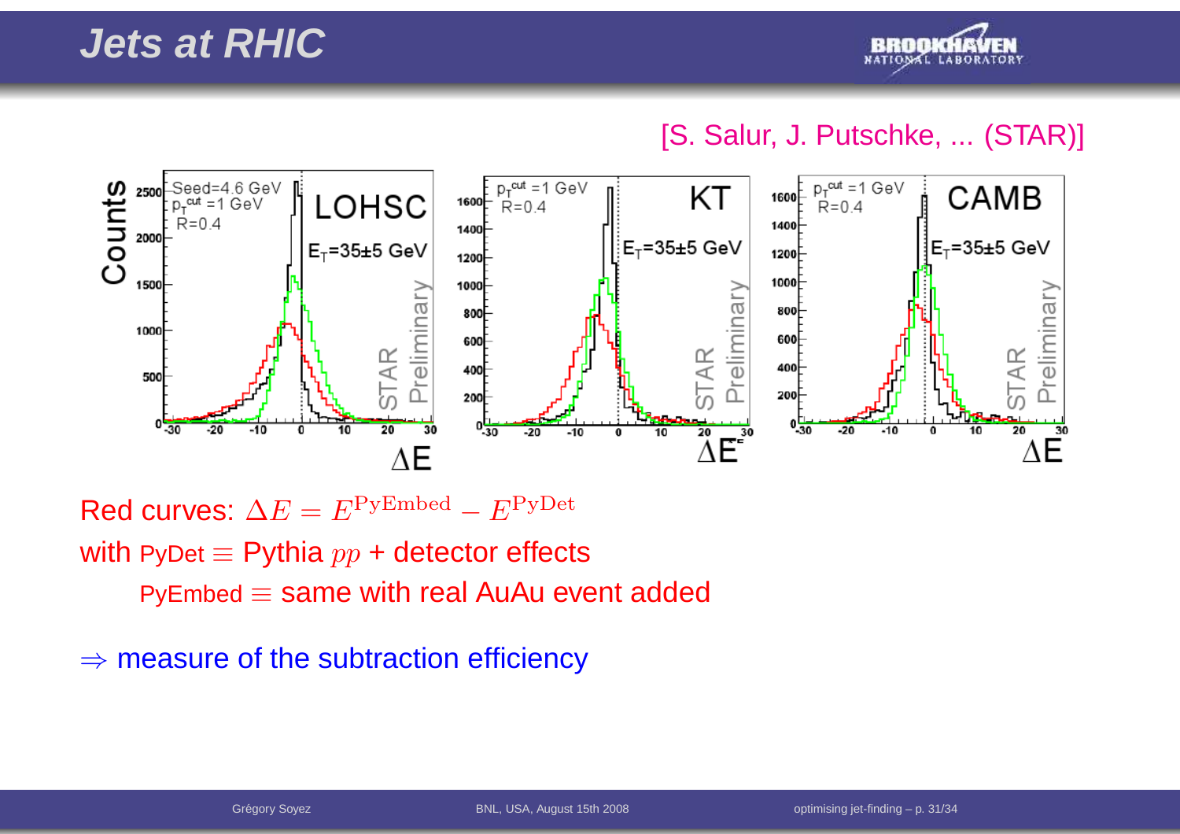# Jets at RHIC

[S. Salur, J. Putschke, ... (STAR)]

Red curves: $\Delta E = E^{\rm PyEmbed} - E^{\rm PyDet}$

with PyDet $\equiv$ Pythia $pp$ + detector effects

PyEmbed $\equiv$ same with real AuAu event added

$\Rightarrow$ measure of the subtraction efficiency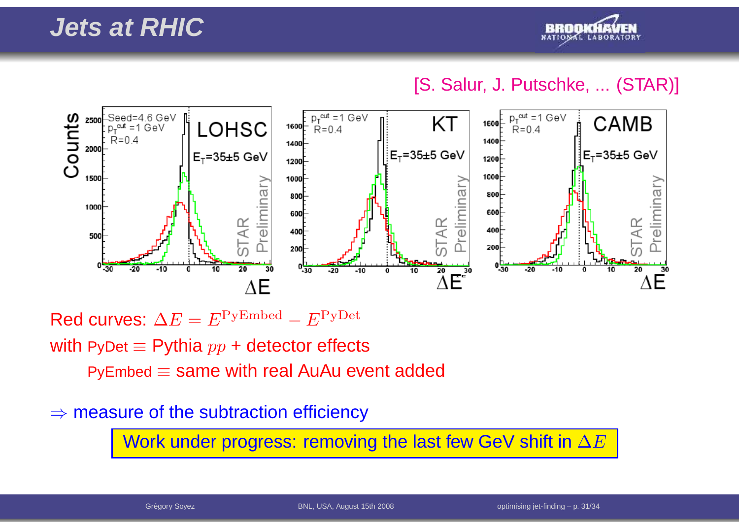# Jets at RHIC

[S. Salur, J. Putschke, ... (STAR)]

Red curves: $\Delta E = E^{\text{PyEmbed}} - E^{\text{PyDet}}$

with PyDet $\equiv$ Pythia $pp$ + detector effects

PyEmbed $\equiv$ same with real AuAu event added

$\Rightarrow$ measure of the subtraction efficiency

Work under progress: removing the last few GeV shift in $\Delta E$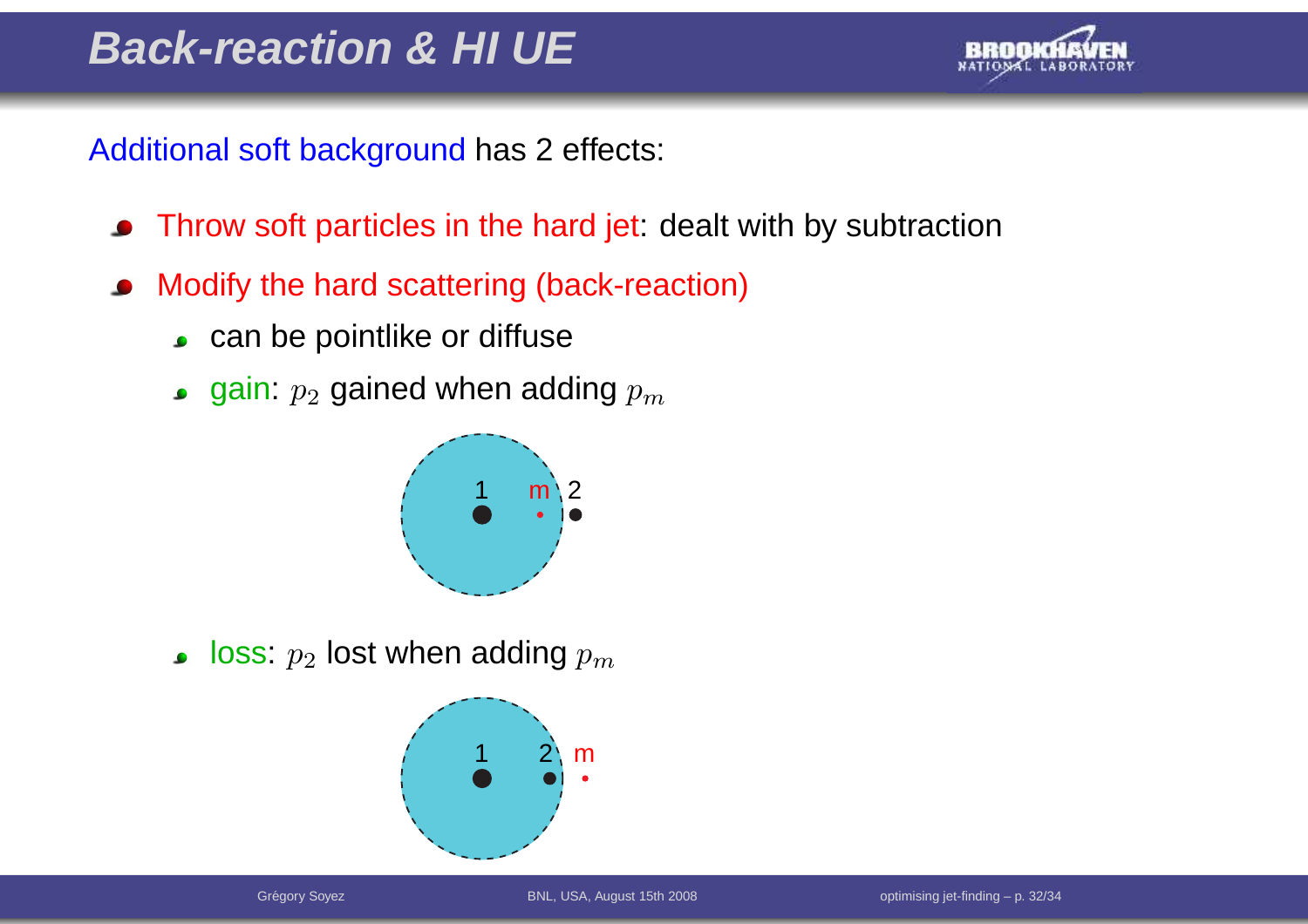# Back-reaction & HI UE

Additional soft background has 2 effects:

- Throw soft particles in the hard jet: dealt with by subtraction
- Modify the hard scattering (back-reaction)
  - can be pointlike or diffuse
  - gain: $p_2$ gained when adding $p_m$
  - loss: $p_2$ lost when adding $p_m$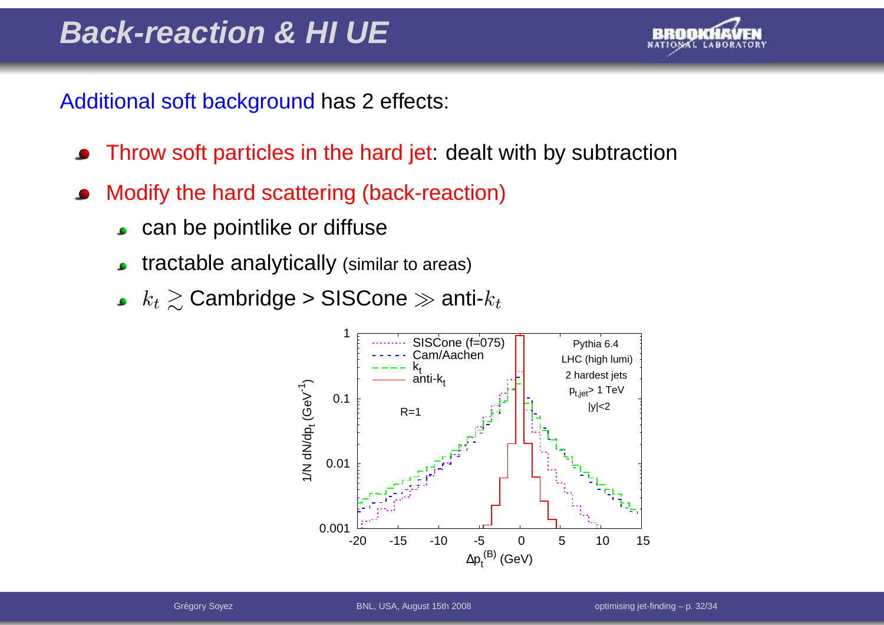# Back-reaction & HI UE

Additional soft background has 2 effects:

- Throw soft particles in the hard jet: dealt with by subtraction
- Modify the hard scattering (back-reaction)
  - can be pointlike or diffuse
  - tractable analytically (similar to areas)
  - $k_t \gtrsim$ Cambridge > SISCone $\gg$ anti-$k_t$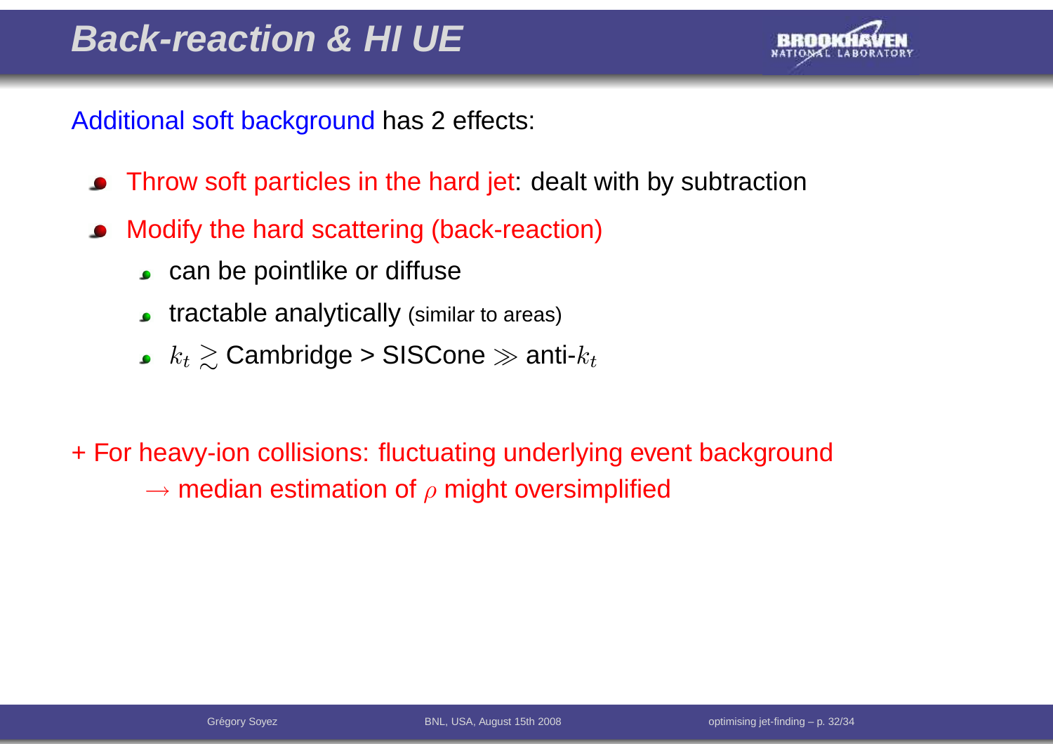# Back-reaction & HI UE

Additional soft background has 2 effects:

- Throw soft particles in the hard jet: dealt with by subtraction
- Modify the hard scattering (back-reaction)
  - can be pointlike or diffuse
  - tractable analytically (similar to areas)
  - $k_t \gtrsim$ Cambridge > SISCone $\gg$ anti-$k_t$

+ For heavy-ion collisions: fluctuating underlying event background
  $\rightarrow$ median estimation of $\rho$ might oversimplified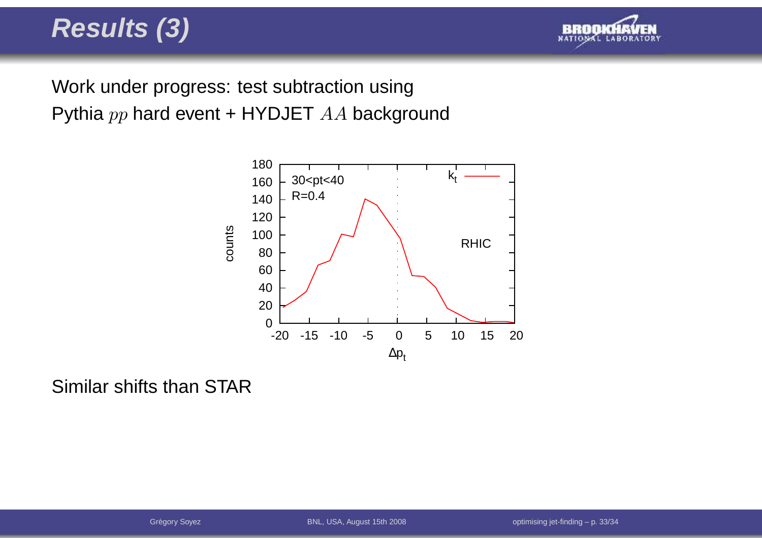# Results (3)

Work under progress: test subtraction using
Pythia $pp$ hard event + HYDJET $AA$ background

Similar shifts than STAR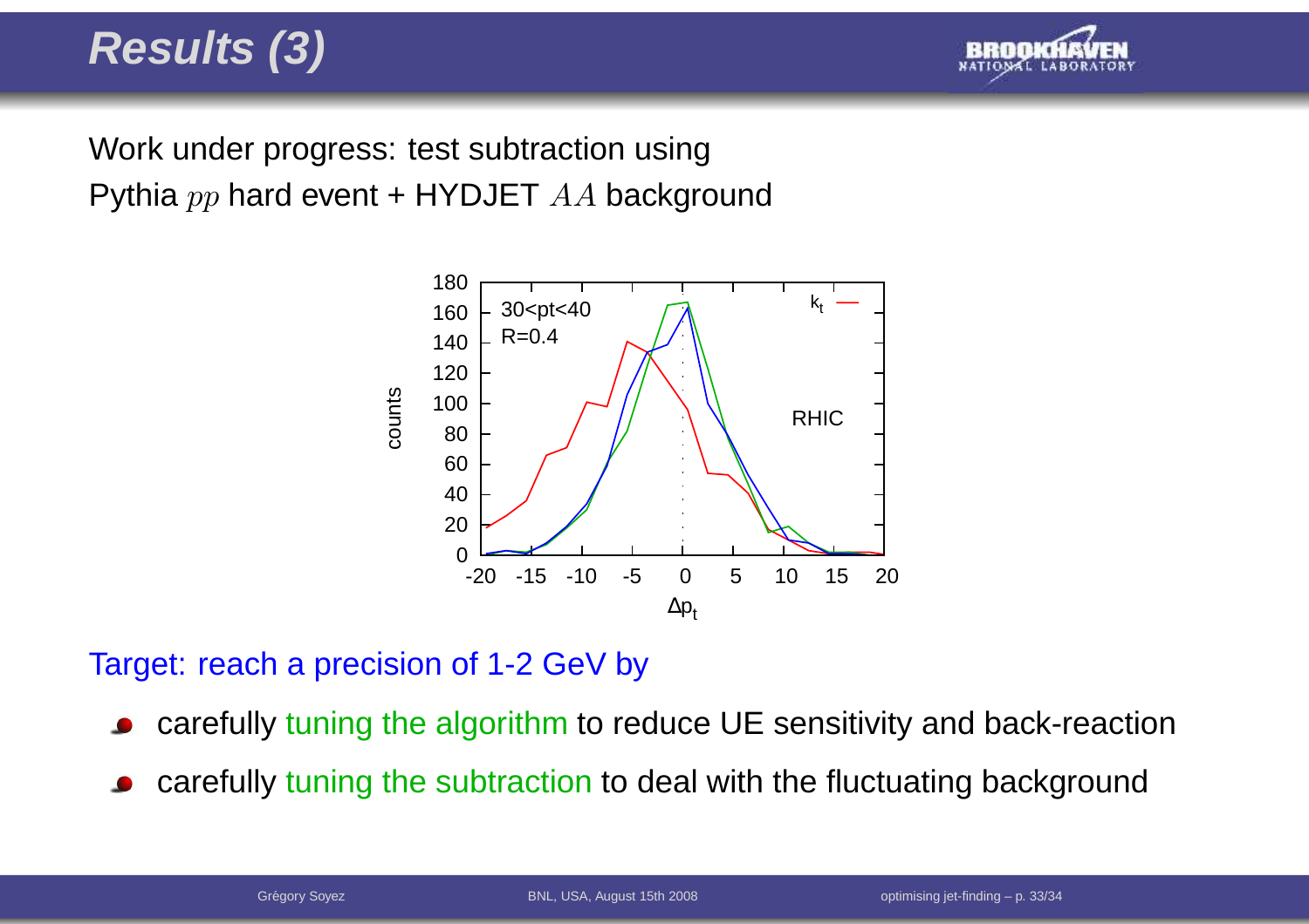# Results (3)

Work under progress: test subtraction using
Pythia $pp$ hard event + HYDJET $AA$ background

Target: reach a precision of 1-2 GeV by

- carefully tuning the algorithm to reduce UE sensitivity and back-reaction
- carefully tuning the subtraction to deal with the fluctuating background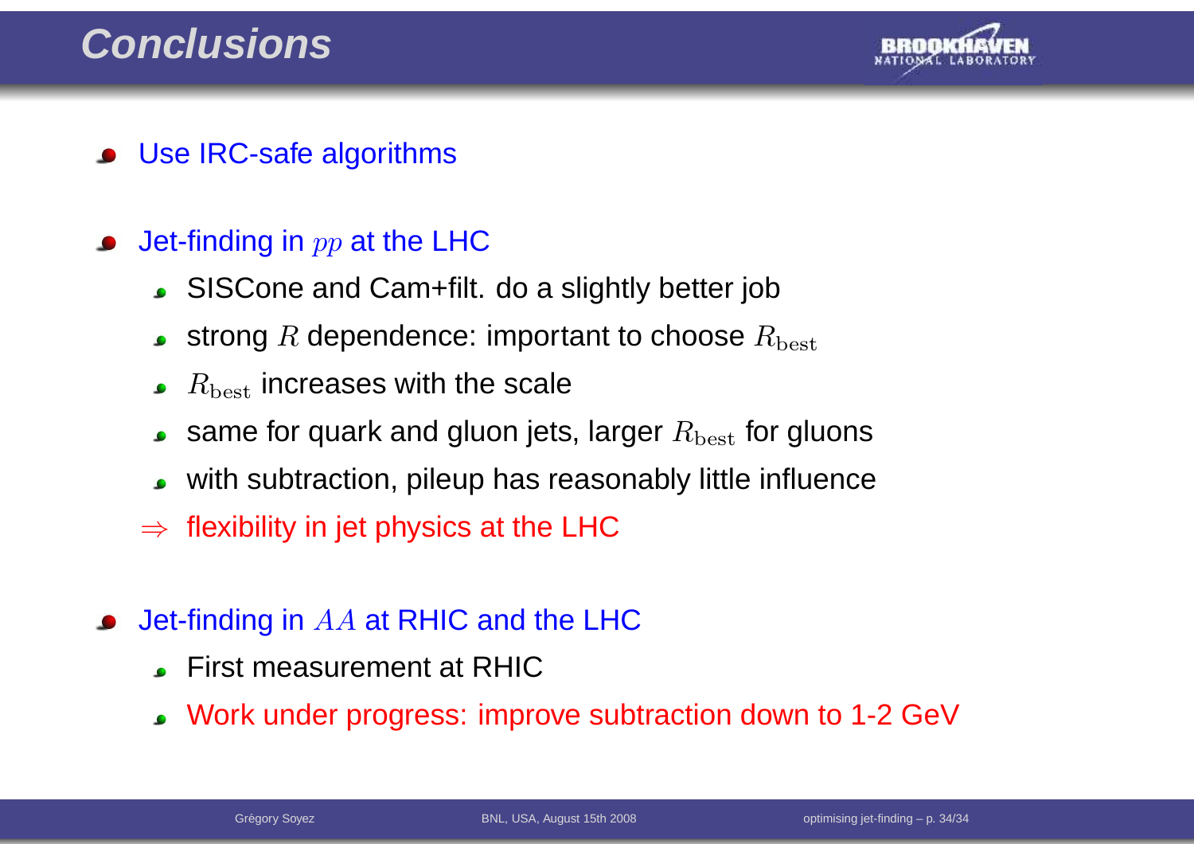# Conclusions

- Use IRC-safe algorithms
- Jet-finding in $pp$ at the LHC
  - SISCone and Cam+filt. do a slightly better job
  - strong $R$ dependence: important to choose $R_{\text{best}}$
  - $R_{\text{best}}$ increases with the scale
  - same for quark and gluon jets, larger $R_{\text{best}}$ for gluons
  - with subtraction, pileup has reasonably little influence

  $\Rightarrow$ flexibility in jet physics at the LHC
- Jet-finding in $AA$ at RHIC and the LHC
  - First measurement at RHIC
  - Work under progress: improve subtraction down to 1-2 GeV